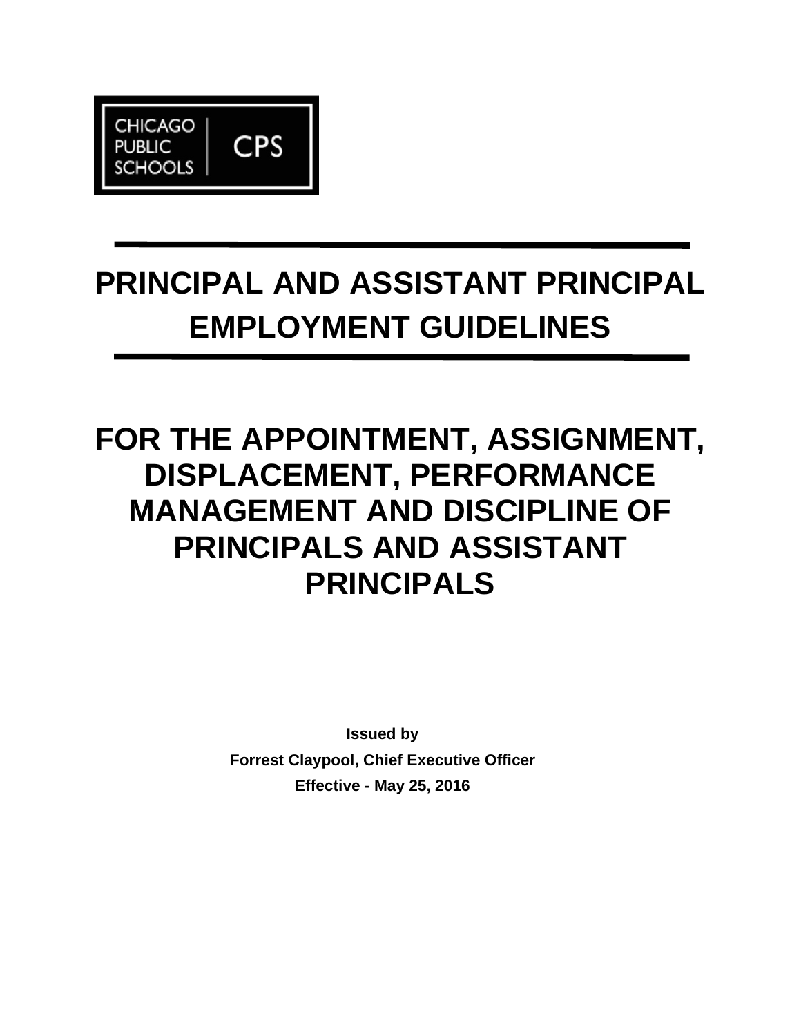CHICAGO PUBLIC SCHOOLS | CPS

# PRINCIPAL AND ASSISTANT PRINCIPAL EMPLOYMENT GUIDELINES

# FOR THE APPOINTMENT, ASSIGNMENT, DISPLACEMENT, PERFORMANCE MANAGEMENT AND DISCIPLINE OF PRINCIPALS AND ASSISTANT PRINCIPALS

**Issued by**

**Forrest Claypool, Chief Executive Officer**

**Effective - May 25, 2016**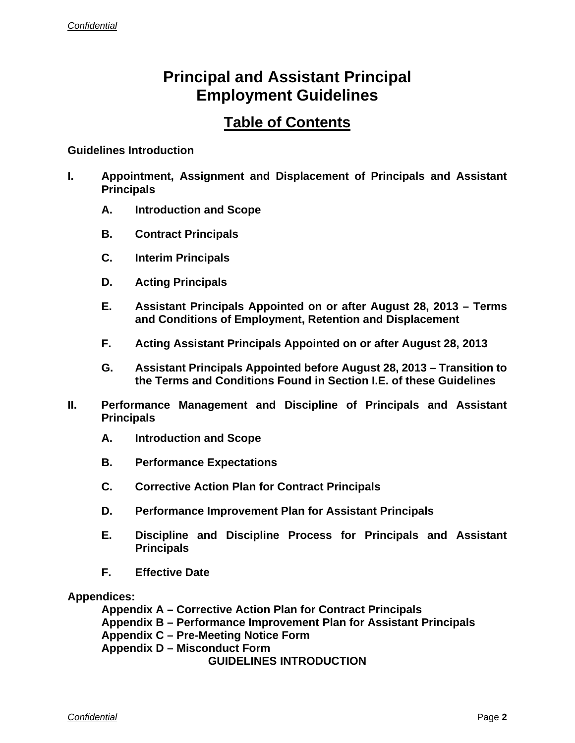# Principal and Assistant Principal Employment Guidelines

## Table of Contents

**Guidelines Introduction**

**I. Appointment, Assignment and Displacement of Principals and Assistant Principals**

- **A. Introduction and Scope**
- **B. Contract Principals**
- **C. Interim Principals**
- **D. Acting Principals**
- **E. Assistant Principals Appointed on or after August 28, 2013 – Terms and Conditions of Employment, Retention and Displacement**
- **F. Acting Assistant Principals Appointed on or after August 28, 2013**
- **G. Assistant Principals Appointed before August 28, 2013 – Transition to the Terms and Conditions Found in Section I.E. of these Guidelines**

**II. Performance Management and Discipline of Principals and Assistant Principals**

- **A. Introduction and Scope**
- **B. Performance Expectations**
- **C. Corrective Action Plan for Contract Principals**
- **D. Performance Improvement Plan for Assistant Principals**
- **E. Discipline and Discipline Process for Principals and Assistant Principals**
- **F. Effective Date**

**Appendices:**

- **Appendix A – Corrective Action Plan for Contract Principals**
- **Appendix B – Performance Improvement Plan for Assistant Principals**
- **Appendix C – Pre-Meeting Notice Form**
- **Appendix D – Misconduct Form**

**GUIDELINES INTRODUCTION**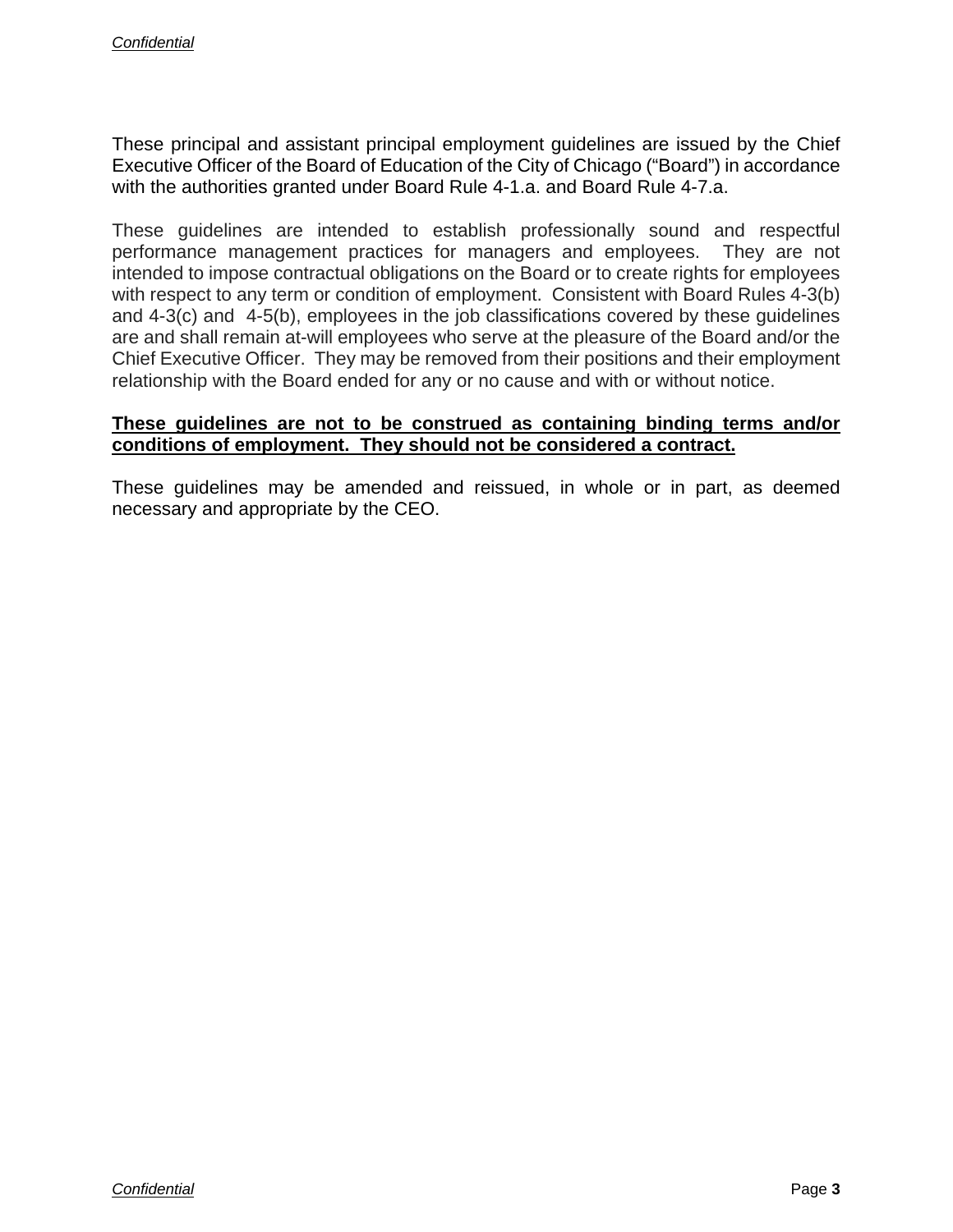These principal and assistant principal employment guidelines are issued by the Chief Executive Officer of the Board of Education of the City of Chicago ("Board") in accordance with the authorities granted under Board Rule 4-1.a. and Board Rule 4-7.a.

These guidelines are intended to establish professionally sound and respectful performance management practices for managers and employees. They are not intended to impose contractual obligations on the Board or to create rights for employees with respect to any term or condition of employment. Consistent with Board Rules 4-3(b) and 4-3(c) and 4-5(b), employees in the job classifications covered by these guidelines are and shall remain at-will employees who serve at the pleasure of the Board and/or the Chief Executive Officer. They may be removed from their positions and their employment relationship with the Board ended for any or no cause and with or without notice.

**<u>These guidelines are not to be construed as containing binding terms and/or conditions of employment. They should not be considered a contract.</u>**

These guidelines may be amended and reissued, in whole or in part, as deemed necessary and appropriate by the CEO.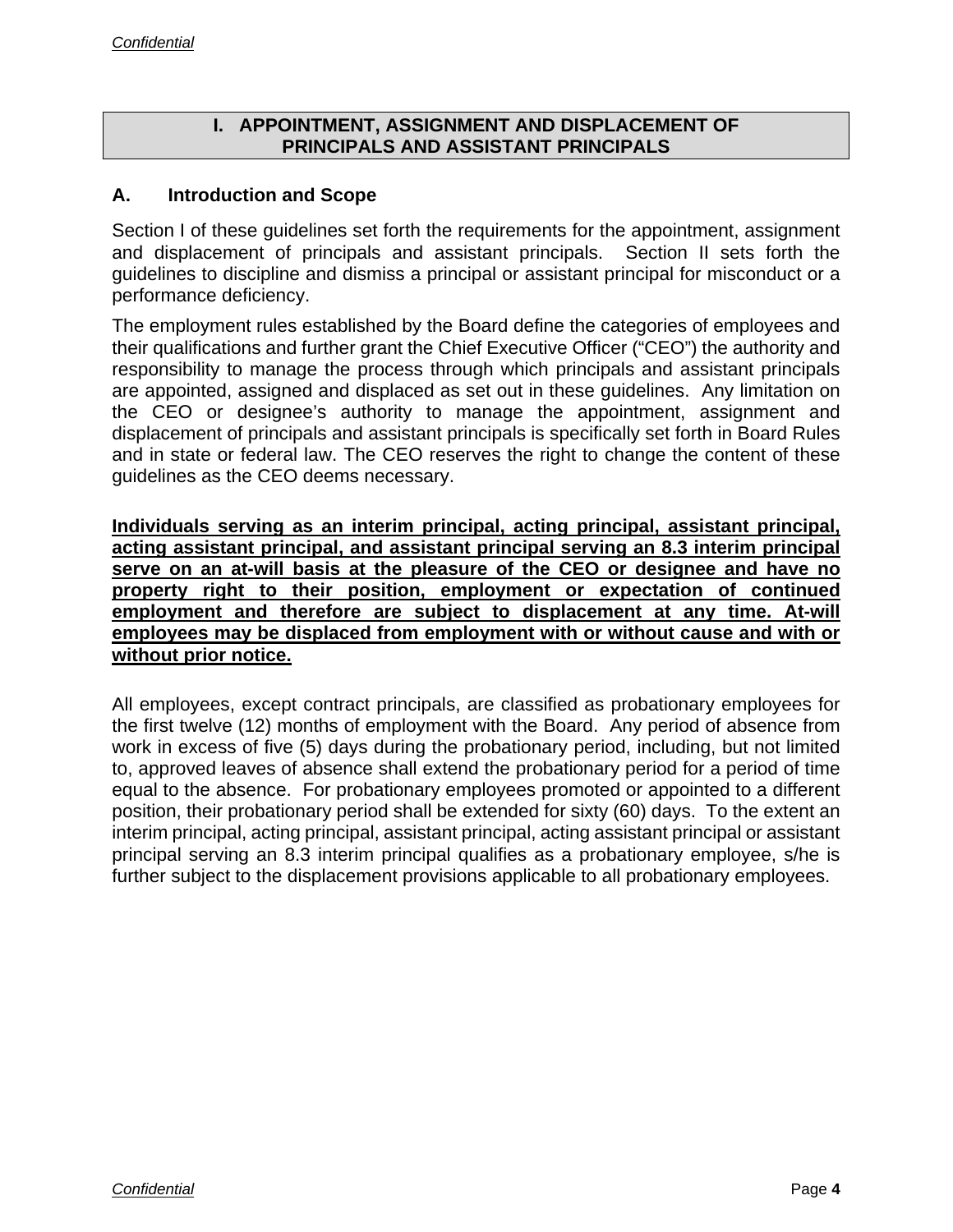# I. APPOINTMENT, ASSIGNMENT AND DISPLACEMENT OF PRINCIPALS AND ASSISTANT PRINCIPALS

## A. Introduction and Scope

Section I of these guidelines set forth the requirements for the appointment, assignment and displacement of principals and assistant principals. Section II sets forth the guidelines to discipline and dismiss a principal or assistant principal for misconduct or a performance deficiency.

The employment rules established by the Board define the categories of employees and their qualifications and further grant the Chief Executive Officer ("CEO") the authority and responsibility to manage the process through which principals and assistant principals are appointed, assigned and displaced as set out in these guidelines. Any limitation on the CEO or designee's authority to manage the appointment, assignment and displacement of principals and assistant principals is specifically set forth in Board Rules and in state or federal law. The CEO reserves the right to change the content of these guidelines as the CEO deems necessary.

<u>**Individuals serving as an interim principal, acting principal, assistant principal, acting assistant principal, and assistant principal serving an 8.3 interim principal serve on an at-will basis at the pleasure of the CEO or designee and have no property right to their position, employment or expectation of continued employment and therefore are subject to displacement at any time. At-will employees may be displaced from employment with or without cause and with or without prior notice.**</u>

All employees, except contract principals, are classified as probationary employees for the first twelve (12) months of employment with the Board. Any period of absence from work in excess of five (5) days during the probationary period, including, but not limited to, approved leaves of absence shall extend the probationary period for a period of time equal to the absence. For probationary employees promoted or appointed to a different position, their probationary period shall be extended for sixty (60) days. To the extent an interim principal, acting principal, assistant principal, acting assistant principal or assistant principal serving an 8.3 interim principal qualifies as a probationary employee, s/he is further subject to the displacement provisions applicable to all probationary employees.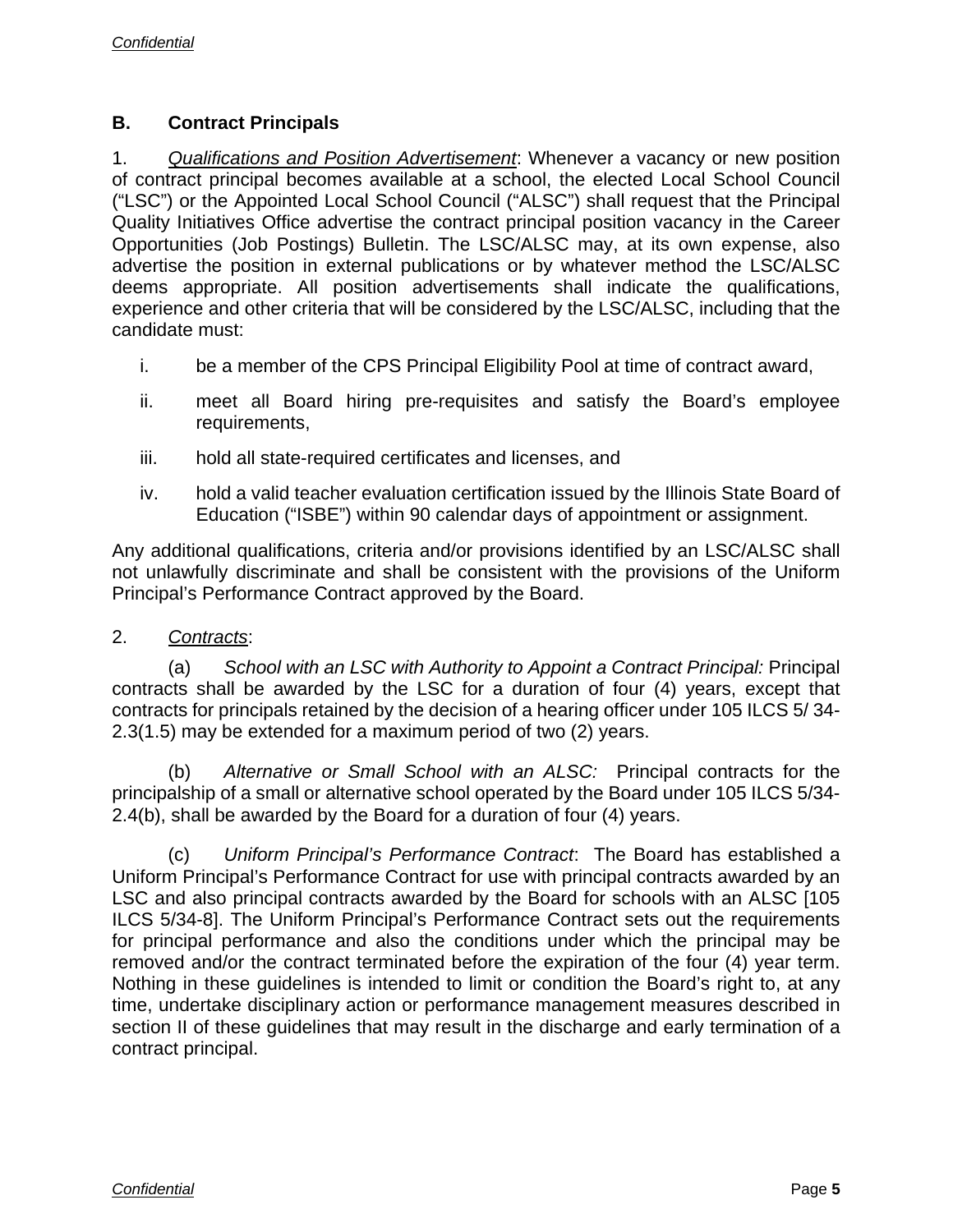## B. Contract Principals

1. *Qualifications and Position Advertisement*: Whenever a vacancy or new position of contract principal becomes available at a school, the elected Local School Council ("LSC") or the Appointed Local School Council ("ALSC") shall request that the Principal Quality Initiatives Office advertise the contract principal position vacancy in the Career Opportunities (Job Postings) Bulletin. The LSC/ALSC may, at its own expense, also advertise the position in external publications or by whatever method the LSC/ALSC deems appropriate. All position advertisements shall indicate the qualifications, experience and other criteria that will be considered by the LSC/ALSC, including that the candidate must:

   i. be a member of the CPS Principal Eligibility Pool at time of contract award,

   ii. meet all Board hiring pre-requisites and satisfy the Board's employee requirements,

   iii. hold all state-required certificates and licenses, and

   iv. hold a valid teacher evaluation certification issued by the Illinois State Board of Education ("ISBE") within 90 calendar days of appointment or assignment.

Any additional qualifications, criteria and/or provisions identified by an LSC/ALSC shall not unlawfully discriminate and shall be consistent with the provisions of the Uniform Principal's Performance Contract approved by the Board.

2. *Contracts*:

(a) *School with an LSC with Authority to Appoint a Contract Principal:* Principal contracts shall be awarded by the LSC for a duration of four (4) years, except that contracts for principals retained by the decision of a hearing officer under 105 ILCS 5/ 34-2.3(1.5) may be extended for a maximum period of two (2) years.

(b) *Alternative or Small School with an ALSC:* Principal contracts for the principalship of a small or alternative school operated by the Board under 105 ILCS 5/34-2.4(b), shall be awarded by the Board for a duration of four (4) years.

(c) *Uniform Principal's Performance Contract*: The Board has established a Uniform Principal's Performance Contract for use with principal contracts awarded by an LSC and also principal contracts awarded by the Board for schools with an ALSC [105 ILCS 5/34-8]. The Uniform Principal's Performance Contract sets out the requirements for principal performance and also the conditions under which the principal may be removed and/or the contract terminated before the expiration of the four (4) year term. Nothing in these guidelines is intended to limit or condition the Board's right to, at any time, undertake disciplinary action or performance management measures described in section II of these guidelines that may result in the discharge and early termination of a contract principal.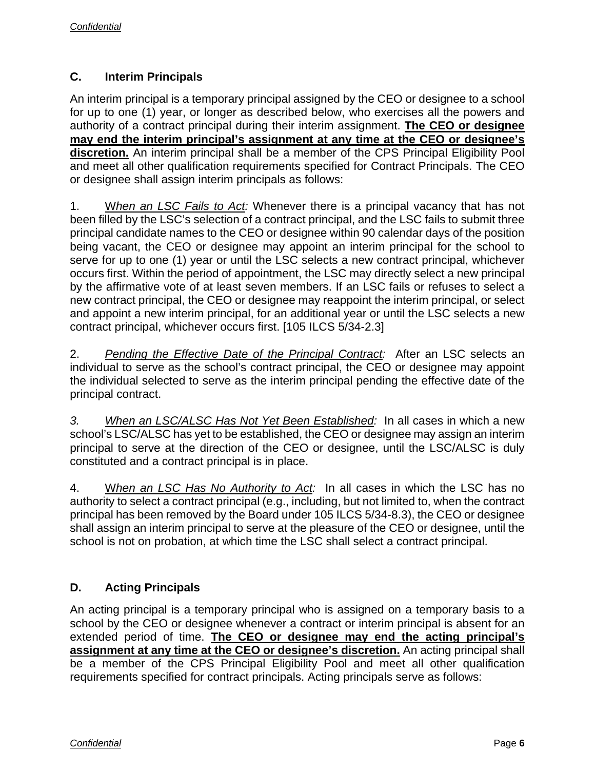### C. Interim Principals

An interim principal is a temporary principal assigned by the CEO or designee to a school for up to one (1) year, or longer as described below, who exercises all the powers and authority of a contract principal during their interim assignment. **The CEO or designee may end the interim principal's assignment at any time at the CEO or designee's discretion.** An interim principal shall be a member of the CPS Principal Eligibility Pool and meet all other qualification requirements specified for Contract Principals. The CEO or designee shall assign interim principals as follows:

1. *When an LSC Fails to Act:* Whenever there is a principal vacancy that has not been filled by the LSC's selection of a contract principal, and the LSC fails to submit three principal candidate names to the CEO or designee within 90 calendar days of the position being vacant, the CEO or designee may appoint an interim principal for the school to serve for up to one (1) year or until the LSC selects a new contract principal, whichever occurs first. Within the period of appointment, the LSC may directly select a new principal by the affirmative vote of at least seven members. If an LSC fails or refuses to select a new contract principal, the CEO or designee may reappoint the interim principal, or select and appoint a new interim principal, for an additional year or until the LSC selects a new contract principal, whichever occurs first. [105 ILCS 5/34-2.3]

2. *Pending the Effective Date of the Principal Contract:* After an LSC selects an individual to serve as the school's contract principal, the CEO or designee may appoint the individual selected to serve as the interim principal pending the effective date of the principal contract.

3. *When an LSC/ALSC Has Not Yet Been Established:* In all cases in which a new school's LSC/ALSC has yet to be established, the CEO or designee may assign an interim principal to serve at the direction of the CEO or designee, until the LSC/ALSC is duly constituted and a contract principal is in place.

4. *When an LSC Has No Authority to Act:* In all cases in which the LSC has no authority to select a contract principal (e.g., including, but not limited to, when the contract principal has been removed by the Board under 105 ILCS 5/34-8.3), the CEO or designee shall assign an interim principal to serve at the pleasure of the CEO or designee, until the school is not on probation, at which time the LSC shall select a contract principal.

### D. Acting Principals

An acting principal is a temporary principal who is assigned on a temporary basis to a school by the CEO or designee whenever a contract or interim principal is absent for an extended period of time. **The CEO or designee may end the acting principal's assignment at any time at the CEO or designee's discretion.** An acting principal shall be a member of the CPS Principal Eligibility Pool and meet all other qualification requirements specified for contract principals. Acting principals serve as follows: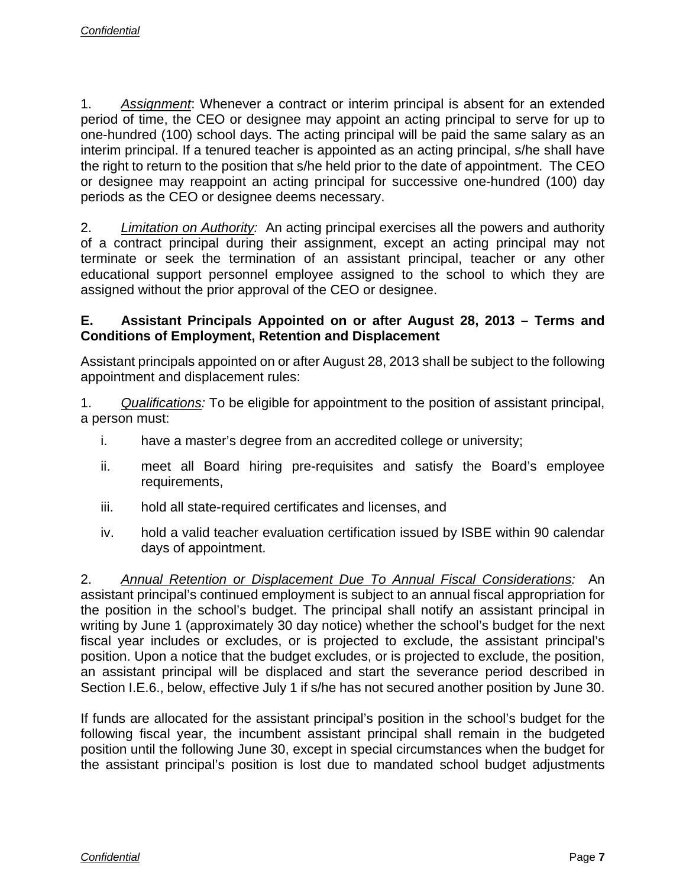1. *Assignment*: Whenever a contract or interim principal is absent for an extended period of time, the CEO or designee may appoint an acting principal to serve for up to one-hundred (100) school days. The acting principal will be paid the same salary as an interim principal. If a tenured teacher is appointed as an acting principal, s/he shall have the right to return to the position that s/he held prior to the date of appointment. The CEO or designee may reappoint an acting principal for successive one-hundred (100) day periods as the CEO or designee deems necessary.

2. *Limitation on Authority:* An acting principal exercises all the powers and authority of a contract principal during their assignment, except an acting principal may not terminate or seek the termination of an assistant principal, teacher or any other educational support personnel employee assigned to the school to which they are assigned without the prior approval of the CEO or designee.

**E. Assistant Principals Appointed on or after August 28, 2013 – Terms and Conditions of Employment, Retention and Displacement**

Assistant principals appointed on or after August 28, 2013 shall be subject to the following appointment and displacement rules:

1. *Qualifications:* To be eligible for appointment to the position of assistant principal, a person must:

   i. have a master's degree from an accredited college or university;

   ii. meet all Board hiring pre-requisites and satisfy the Board's employee requirements,

   iii. hold all state-required certificates and licenses, and

   iv. hold a valid teacher evaluation certification issued by ISBE within 90 calendar days of appointment.

2. *Annual Retention or Displacement Due To Annual Fiscal Considerations:* An assistant principal's continued employment is subject to an annual fiscal appropriation for the position in the school's budget. The principal shall notify an assistant principal in writing by June 1 (approximately 30 day notice) whether the school's budget for the next fiscal year includes or excludes, or is projected to exclude, the assistant principal's position. Upon a notice that the budget excludes, or is projected to exclude, the position, an assistant principal will be displaced and start the severance period described in Section I.E.6., below, effective July 1 if s/he has not secured another position by June 30.

If funds are allocated for the assistant principal's position in the school's budget for the following fiscal year, the incumbent assistant principal shall remain in the budgeted position until the following June 30, except in special circumstances when the budget for the assistant principal's position is lost due to mandated school budget adjustments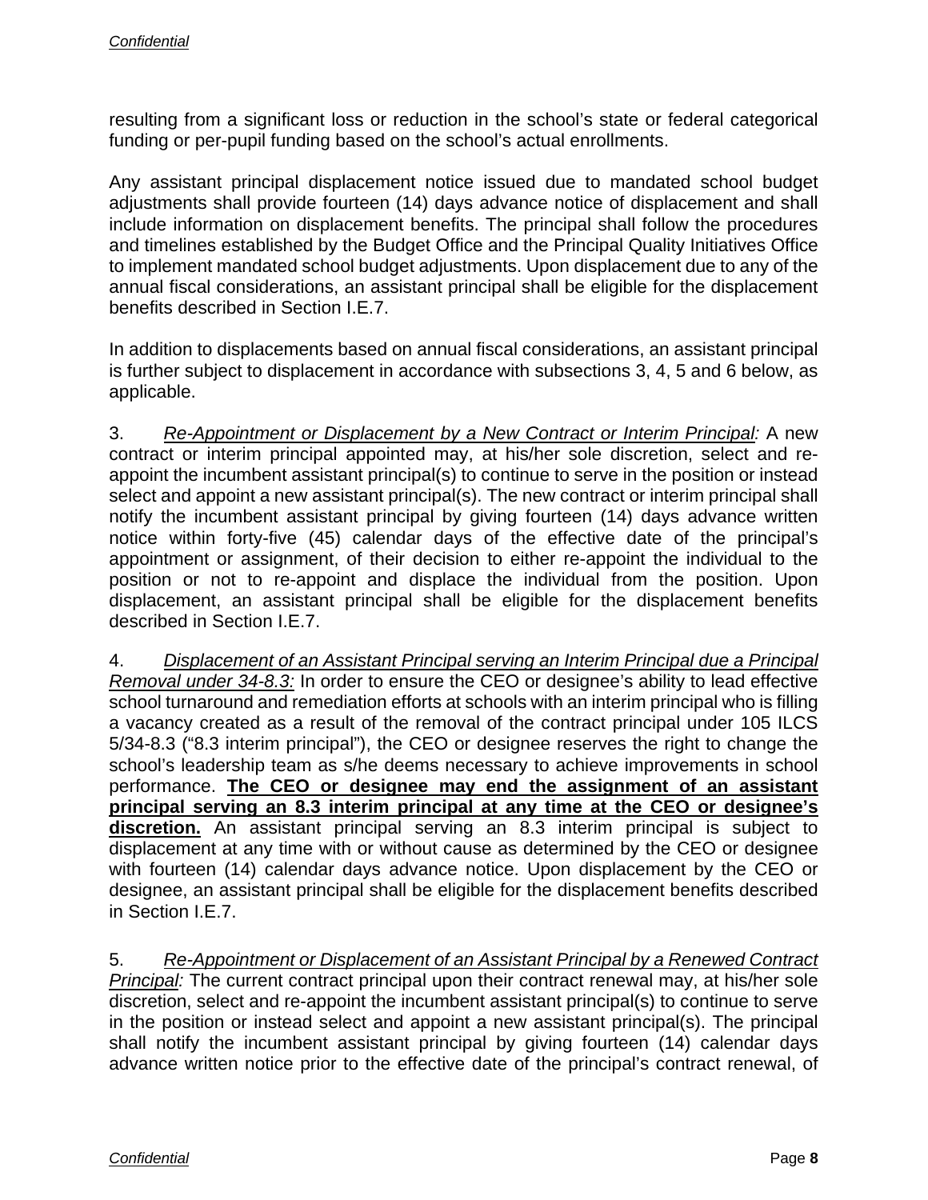resulting from a significant loss or reduction in the school's state or federal categorical funding or per-pupil funding based on the school's actual enrollments.

Any assistant principal displacement notice issued due to mandated school budget adjustments shall provide fourteen (14) days advance notice of displacement and shall include information on displacement benefits. The principal shall follow the procedures and timelines established by the Budget Office and the Principal Quality Initiatives Office to implement mandated school budget adjustments. Upon displacement due to any of the annual fiscal considerations, an assistant principal shall be eligible for the displacement benefits described in Section I.E.7.

In addition to displacements based on annual fiscal considerations, an assistant principal is further subject to displacement in accordance with subsections 3, 4, 5 and 6 below, as applicable.

3. *Re-Appointment or Displacement by a New Contract or Interim Principal:* A new contract or interim principal appointed may, at his/her sole discretion, select and re-appoint the incumbent assistant principal(s) to continue to serve in the position or instead select and appoint a new assistant principal(s). The new contract or interim principal shall notify the incumbent assistant principal by giving fourteen (14) days advance written notice within forty-five (45) calendar days of the effective date of the principal's appointment or assignment, of their decision to either re-appoint the individual to the position or not to re-appoint and displace the individual from the position. Upon displacement, an assistant principal shall be eligible for the displacement benefits described in Section I.E.7.

4. *Displacement of an Assistant Principal serving an Interim Principal due a Principal Removal under 34-8.3:* In order to ensure the CEO or designee's ability to lead effective school turnaround and remediation efforts at schools with an interim principal who is filling a vacancy created as a result of the removal of the contract principal under 105 ILCS 5/34-8.3 ("8.3 interim principal"), the CEO or designee reserves the right to change the school's leadership team as s/he deems necessary to achieve improvements in school performance. **The CEO or designee may end the assignment of an assistant principal serving an 8.3 interim principal at any time at the CEO or designee's discretion.** An assistant principal serving an 8.3 interim principal is subject to displacement at any time with or without cause as determined by the CEO or designee with fourteen (14) calendar days advance notice. Upon displacement by the CEO or designee, an assistant principal shall be eligible for the displacement benefits described in Section I.E.7.

5. *Re-Appointment or Displacement of an Assistant Principal by a Renewed Contract Principal:* The current contract principal upon their contract renewal may, at his/her sole discretion, select and re-appoint the incumbent assistant principal(s) to continue to serve in the position or instead select and appoint a new assistant principal(s). The principal shall notify the incumbent assistant principal by giving fourteen (14) calendar days advance written notice prior to the effective date of the principal's contract renewal, of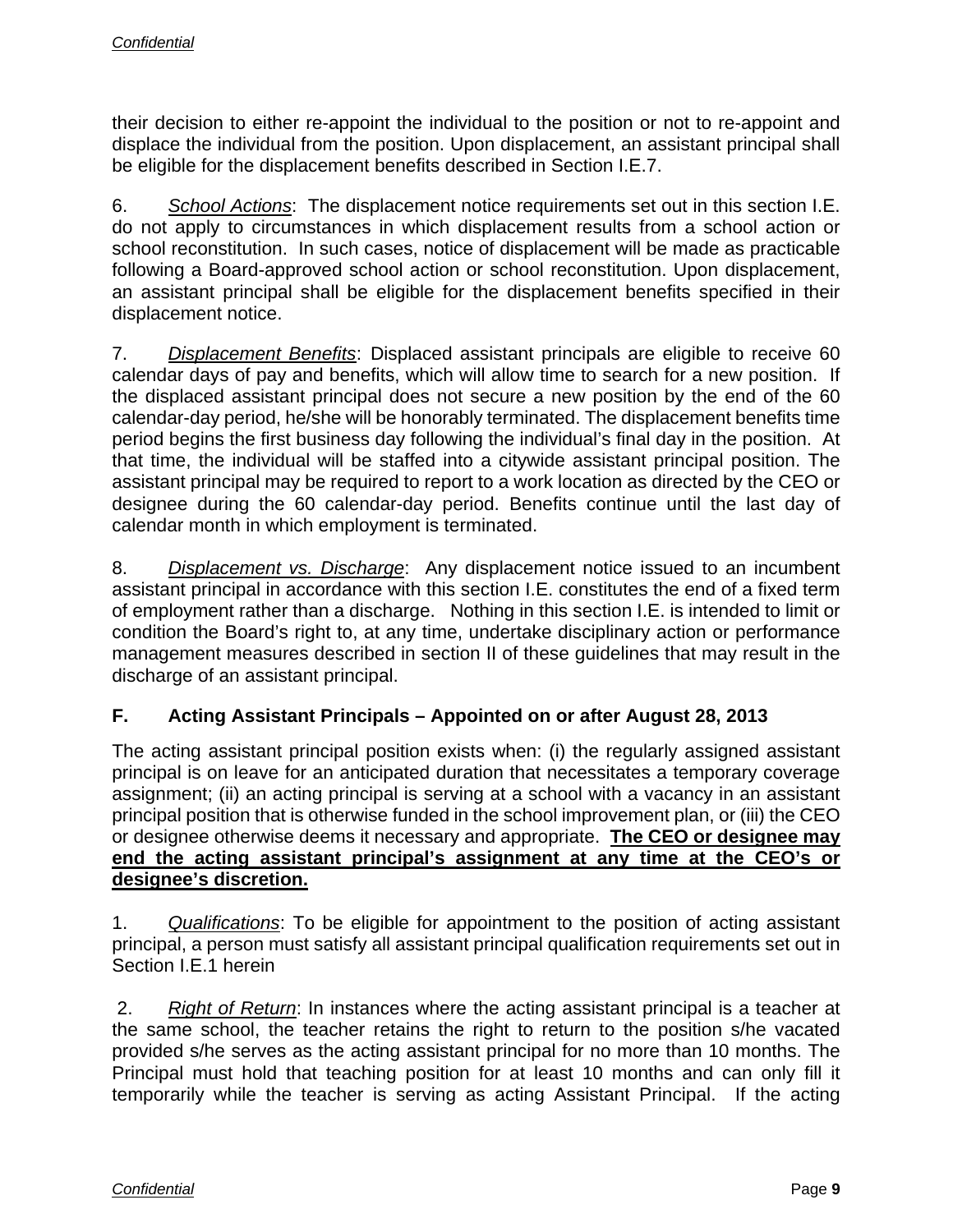their decision to either re-appoint the individual to the position or not to re-appoint and displace the individual from the position. Upon displacement, an assistant principal shall be eligible for the displacement benefits described in Section I.E.7.

6. *School Actions*: The displacement notice requirements set out in this section I.E. do not apply to circumstances in which displacement results from a school action or school reconstitution. In such cases, notice of displacement will be made as practicable following a Board-approved school action or school reconstitution. Upon displacement, an assistant principal shall be eligible for the displacement benefits specified in their displacement notice.

7. *Displacement Benefits*: Displaced assistant principals are eligible to receive 60 calendar days of pay and benefits, which will allow time to search for a new position. If the displaced assistant principal does not secure a new position by the end of the 60 calendar-day period, he/she will be honorably terminated. The displacement benefits time period begins the first business day following the individual's final day in the position. At that time, the individual will be staffed into a citywide assistant principal position. The assistant principal may be required to report to a work location as directed by the CEO or designee during the 60 calendar-day period. Benefits continue until the last day of calendar month in which employment is terminated.

8. *Displacement vs. Discharge*: Any displacement notice issued to an incumbent assistant principal in accordance with this section I.E. constitutes the end of a fixed term of employment rather than a discharge. Nothing in this section I.E. is intended to limit or condition the Board's right to, at any time, undertake disciplinary action or performance management measures described in section II of these guidelines that may result in the discharge of an assistant principal.

### F. Acting Assistant Principals – Appointed on or after August 28, 2013

The acting assistant principal position exists when: (i) the regularly assigned assistant principal is on leave for an anticipated duration that necessitates a temporary coverage assignment; (ii) an acting principal is serving at a school with a vacancy in an assistant principal position that is otherwise funded in the school improvement plan, or (iii) the CEO or designee otherwise deems it necessary and appropriate. **The CEO or designee may end the acting assistant principal's assignment at any time at the CEO's or designee's discretion.**

1. *Qualifications*: To be eligible for appointment to the position of acting assistant principal, a person must satisfy all assistant principal qualification requirements set out in Section I.E.1 herein

2. *Right of Return*: In instances where the acting assistant principal is a teacher at the same school, the teacher retains the right to return to the position s/he vacated provided s/he serves as the acting assistant principal for no more than 10 months. The Principal must hold that teaching position for at least 10 months and can only fill it temporarily while the teacher is serving as acting Assistant Principal. If the acting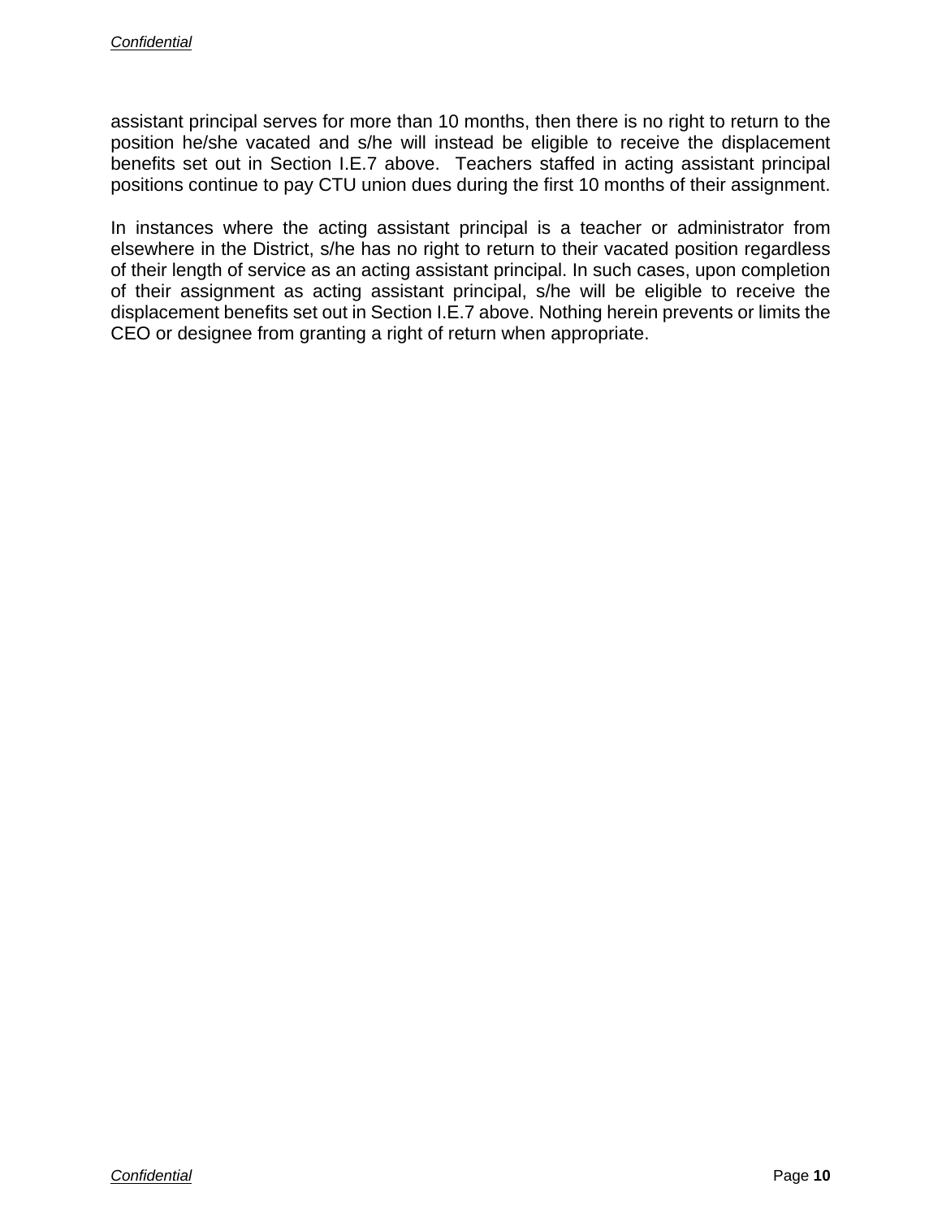assistant principal serves for more than 10 months, then there is no right to return to the position he/she vacated and s/he will instead be eligible to receive the displacement benefits set out in Section I.E.7 above. Teachers staffed in acting assistant principal positions continue to pay CTU union dues during the first 10 months of their assignment.

In instances where the acting assistant principal is a teacher or administrator from elsewhere in the District, s/he has no right to return to their vacated position regardless of their length of service as an acting assistant principal. In such cases, upon completion of their assignment as acting assistant principal, s/he will be eligible to receive the displacement benefits set out in Section I.E.7 above. Nothing herein prevents or limits the CEO or designee from granting a right of return when appropriate.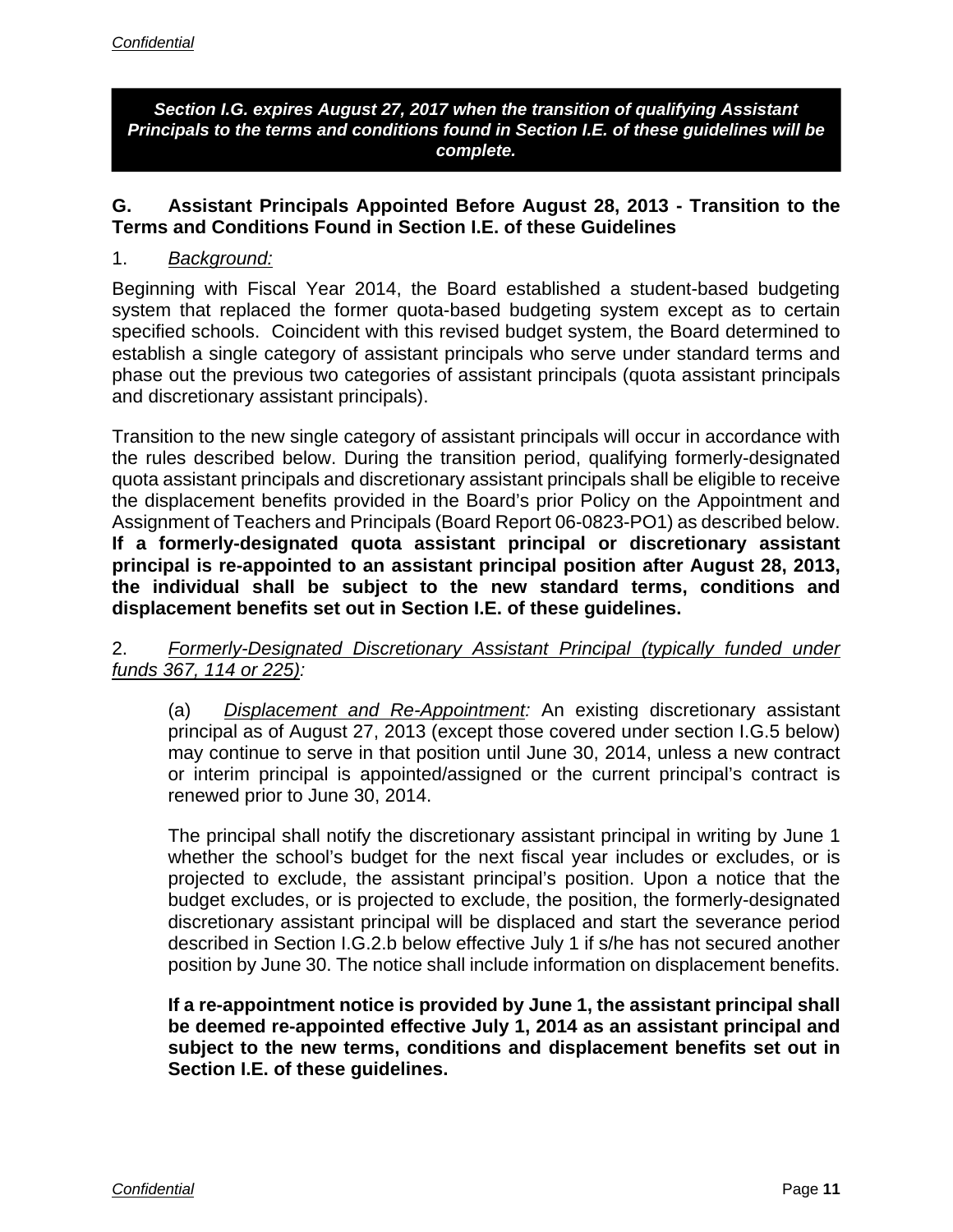***Section I.G. expires August 27, 2017 when the transition of qualifying Assistant Principals to the terms and conditions found in Section I.E. of these guidelines will be complete.***

### G. Assistant Principals Appointed Before August 28, 2013 - Transition to the Terms and Conditions Found in Section I.E. of these Guidelines

1. *Background:*

Beginning with Fiscal Year 2014, the Board established a student-based budgeting system that replaced the former quota-based budgeting system except as to certain specified schools. Coincident with this revised budget system, the Board determined to establish a single category of assistant principals who serve under standard terms and phase out the previous two categories of assistant principals (quota assistant principals and discretionary assistant principals).

Transition to the new single category of assistant principals will occur in accordance with the rules described below. During the transition period, qualifying formerly-designated quota assistant principals and discretionary assistant principals shall be eligible to receive the displacement benefits provided in the Board's prior Policy on the Appointment and Assignment of Teachers and Principals (Board Report 06-0823-PO1) as described below. **If a formerly-designated quota assistant principal or discretionary assistant principal is re-appointed to an assistant principal position after August 28, 2013, the individual shall be subject to the new standard terms, conditions and displacement benefits set out in Section I.E. of these guidelines.**

2. *Formerly-Designated Discretionary Assistant Principal (typically funded under funds 367, 114 or 225):*

(a) *Displacement and Re-Appointment:* An existing discretionary assistant principal as of August 27, 2013 (except those covered under section I.G.5 below) may continue to serve in that position until June 30, 2014, unless a new contract or interim principal is appointed/assigned or the current principal's contract is renewed prior to June 30, 2014.

The principal shall notify the discretionary assistant principal in writing by June 1 whether the school's budget for the next fiscal year includes or excludes, or is projected to exclude, the assistant principal's position. Upon a notice that the budget excludes, or is projected to exclude, the position, the formerly-designated discretionary assistant principal will be displaced and start the severance period described in Section I.G.2.b below effective July 1 if s/he has not secured another position by June 30. The notice shall include information on displacement benefits.

**If a re-appointment notice is provided by June 1, the assistant principal shall be deemed re-appointed effective July 1, 2014 as an assistant principal and subject to the new terms, conditions and displacement benefits set out in Section I.E. of these guidelines.**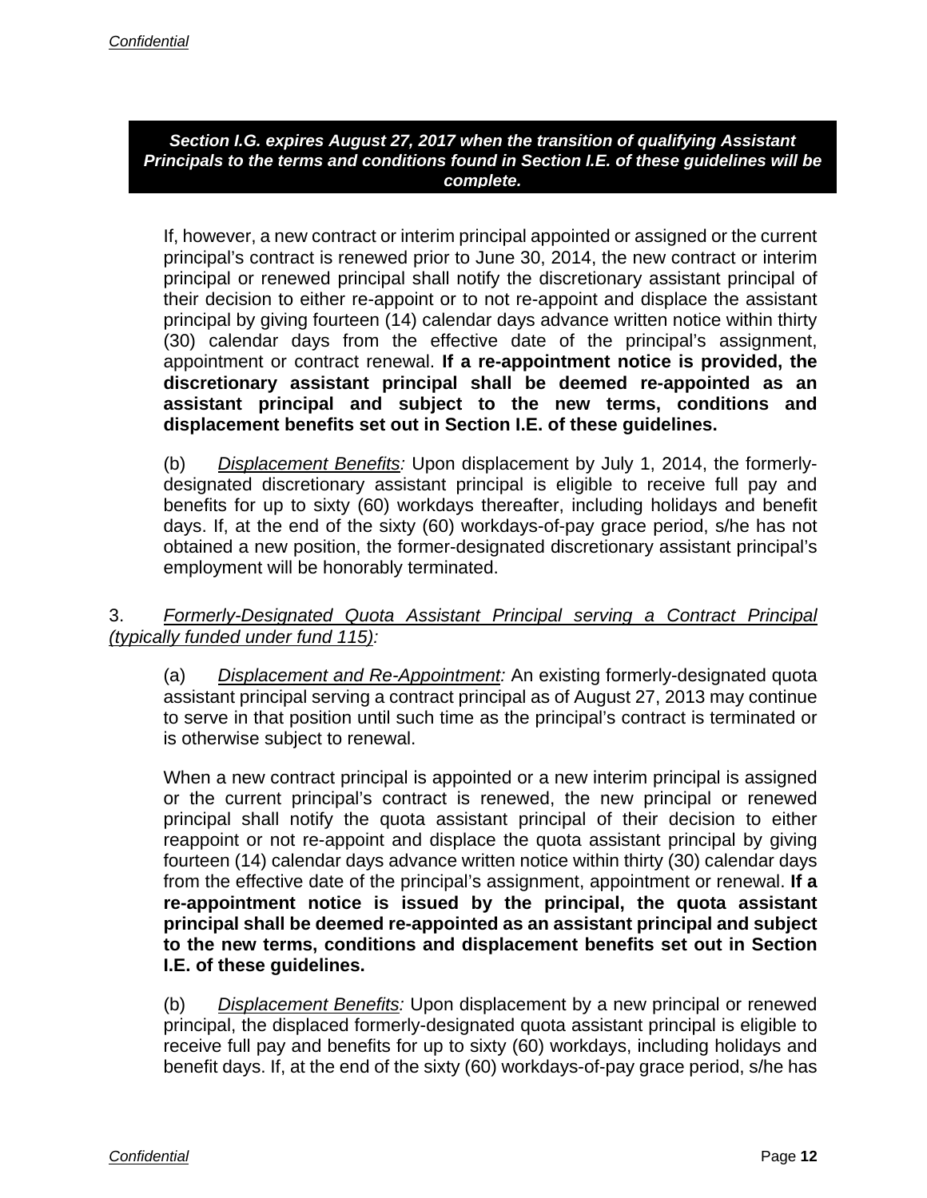***Section I.G. expires August 27, 2017 when the transition of qualifying Assistant Principals to the terms and conditions found in Section I.E. of these guidelines will be complete.***

If, however, a new contract or interim principal appointed or assigned or the current principal's contract is renewed prior to June 30, 2014, the new contract or interim principal or renewed principal shall notify the discretionary assistant principal of their decision to either re-appoint or to not re-appoint and displace the assistant principal by giving fourteen (14) calendar days advance written notice within thirty (30) calendar days from the effective date of the principal's assignment, appointment or contract renewal. **If a re-appointment notice is provided, the discretionary assistant principal shall be deemed re-appointed as an assistant principal and subject to the new terms, conditions and displacement benefits set out in Section I.E. of these guidelines.**

(b) *Displacement Benefits:* Upon displacement by July 1, 2014, the formerly-designated discretionary assistant principal is eligible to receive full pay and benefits for up to sixty (60) workdays thereafter, including holidays and benefit days. If, at the end of the sixty (60) workdays-of-pay grace period, s/he has not obtained a new position, the former-designated discretionary assistant principal's employment will be honorably terminated.

3. *Formerly-Designated Quota Assistant Principal serving a Contract Principal (typically funded under fund 115):*

(a) *Displacement and Re-Appointment:* An existing formerly-designated quota assistant principal serving a contract principal as of August 27, 2013 may continue to serve in that position until such time as the principal's contract is terminated or is otherwise subject to renewal.

When a new contract principal is appointed or a new interim principal is assigned or the current principal's contract is renewed, the new principal or renewed principal shall notify the quota assistant principal of their decision to either reappoint or not re-appoint and displace the quota assistant principal by giving fourteen (14) calendar days advance written notice within thirty (30) calendar days from the effective date of the principal's assignment, appointment or renewal. **If a re-appointment notice is issued by the principal, the quota assistant principal shall be deemed re-appointed as an assistant principal and subject to the new terms, conditions and displacement benefits set out in Section I.E. of these guidelines.**

(b) *Displacement Benefits:* Upon displacement by a new principal or renewed principal, the displaced formerly-designated quota assistant principal is eligible to receive full pay and benefits for up to sixty (60) workdays, including holidays and benefit days. If, at the end of the sixty (60) workdays-of-pay grace period, s/he has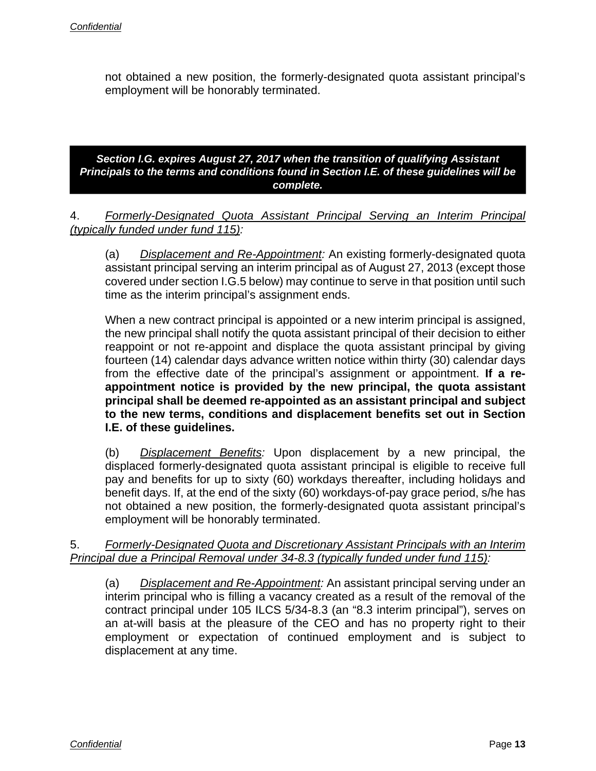not obtained a new position, the formerly-designated quota assistant principal's employment will be honorably terminated.

***Section I.G. expires August 27, 2017 when the transition of qualifying Assistant Principals to the terms and conditions found in Section I.E. of these guidelines will be complete.***

4. *Formerly-Designated Quota Assistant Principal Serving an Interim Principal (typically funded under fund 115):*

(a) *Displacement and Re-Appointment:* An existing formerly-designated quota assistant principal serving an interim principal as of August 27, 2013 (except those covered under section I.G.5 below) may continue to serve in that position until such time as the interim principal's assignment ends.

When a new contract principal is appointed or a new interim principal is assigned, the new principal shall notify the quota assistant principal of their decision to either reappoint or not re-appoint and displace the quota assistant principal by giving fourteen (14) calendar days advance written notice within thirty (30) calendar days from the effective date of the principal's assignment or appointment. **If a re-appointment notice is provided by the new principal, the quota assistant principal shall be deemed re-appointed as an assistant principal and subject to the new terms, conditions and displacement benefits set out in Section I.E. of these guidelines.**

(b) *Displacement Benefits:* Upon displacement by a new principal, the displaced formerly-designated quota assistant principal is eligible to receive full pay and benefits for up to sixty (60) workdays thereafter, including holidays and benefit days. If, at the end of the sixty (60) workdays-of-pay grace period, s/he has not obtained a new position, the formerly-designated quota assistant principal's employment will be honorably terminated.

5. *Formerly-Designated Quota and Discretionary Assistant Principals with an Interim Principal due a Principal Removal under 34-8.3 (typically funded under fund 115):*

(a) *Displacement and Re-Appointment:* An assistant principal serving under an interim principal who is filling a vacancy created as a result of the removal of the contract principal under 105 ILCS 5/34-8.3 (an "8.3 interim principal"), serves on an at-will basis at the pleasure of the CEO and has no property right to their employment or expectation of continued employment and is subject to displacement at any time.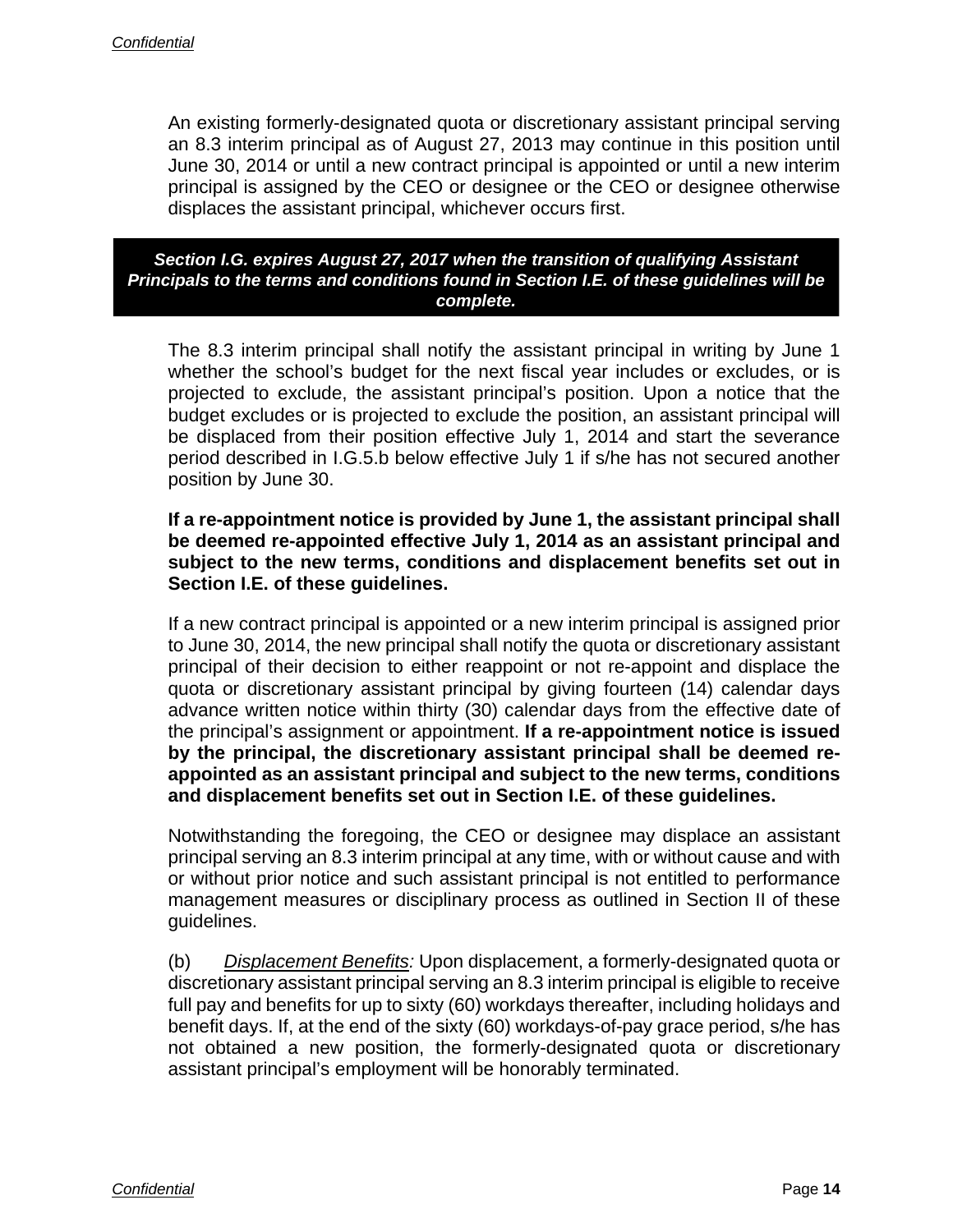An existing formerly-designated quota or discretionary assistant principal serving an 8.3 interim principal as of August 27, 2013 may continue in this position until June 30, 2014 or until a new contract principal is appointed or until a new interim principal is assigned by the CEO or designee or the CEO or designee otherwise displaces the assistant principal, whichever occurs first.

***Section I.G. expires August 27, 2017 when the transition of qualifying Assistant Principals to the terms and conditions found in Section I.E. of these guidelines will be complete.***

The 8.3 interim principal shall notify the assistant principal in writing by June 1 whether the school's budget for the next fiscal year includes or excludes, or is projected to exclude, the assistant principal's position. Upon a notice that the budget excludes or is projected to exclude the position, an assistant principal will be displaced from their position effective July 1, 2014 and start the severance period described in I.G.5.b below effective July 1 if s/he has not secured another position by June 30.

**If a re-appointment notice is provided by June 1, the assistant principal shall be deemed re-appointed effective July 1, 2014 as an assistant principal and subject to the new terms, conditions and displacement benefits set out in Section I.E. of these guidelines.**

If a new contract principal is appointed or a new interim principal is assigned prior to June 30, 2014, the new principal shall notify the quota or discretionary assistant principal of their decision to either reappoint or not re-appoint and displace the quota or discretionary assistant principal by giving fourteen (14) calendar days advance written notice within thirty (30) calendar days from the effective date of the principal's assignment or appointment. **If a re-appointment notice is issued by the principal, the discretionary assistant principal shall be deemed re-appointed as an assistant principal and subject to the new terms, conditions and displacement benefits set out in Section I.E. of these guidelines.**

Notwithstanding the foregoing, the CEO or designee may displace an assistant principal serving an 8.3 interim principal at any time, with or without cause and with or without prior notice and such assistant principal is not entitled to performance management measures or disciplinary process as outlined in Section II of these guidelines.

(b) *Displacement Benefits:* Upon displacement, a formerly-designated quota or discretionary assistant principal serving an 8.3 interim principal is eligible to receive full pay and benefits for up to sixty (60) workdays thereafter, including holidays and benefit days. If, at the end of the sixty (60) workdays-of-pay grace period, s/he has not obtained a new position, the formerly-designated quota or discretionary assistant principal's employment will be honorably terminated.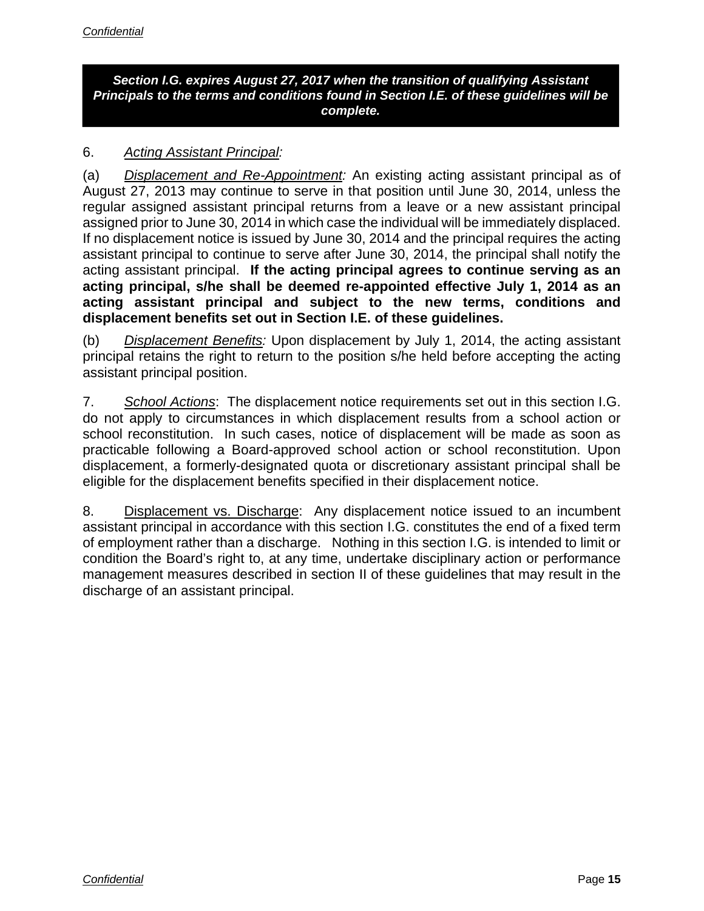***Section I.G. expires August 27, 2017 when the transition of qualifying Assistant Principals to the terms and conditions found in Section I.E. of these guidelines will be complete.***

6. *Acting Assistant Principal:*

(a) *Displacement and Re-Appointment:* An existing acting assistant principal as of August 27, 2013 may continue to serve in that position until June 30, 2014, unless the regular assigned assistant principal returns from a leave or a new assistant principal assigned prior to June 30, 2014 in which case the individual will be immediately displaced. If no displacement notice is issued by June 30, 2014 and the principal requires the acting assistant principal to continue to serve after June 30, 2014, the principal shall notify the acting assistant principal. **If the acting principal agrees to continue serving as an acting principal, s/he shall be deemed re-appointed effective July 1, 2014 as an acting assistant principal and subject to the new terms, conditions and displacement benefits set out in Section I.E. of these guidelines.**

(b) *Displacement Benefits:* Upon displacement by July 1, 2014, the acting assistant principal retains the right to return to the position s/he held before accepting the acting assistant principal position.

7. *School Actions*: The displacement notice requirements set out in this section I.G. do not apply to circumstances in which displacement results from a school action or school reconstitution. In such cases, notice of displacement will be made as soon as practicable following a Board-approved school action or school reconstitution. Upon displacement, a formerly-designated quota or discretionary assistant principal shall be eligible for the displacement benefits specified in their displacement notice.

8. Displacement vs. Discharge: Any displacement notice issued to an incumbent assistant principal in accordance with this section I.G. constitutes the end of a fixed term of employment rather than a discharge. Nothing in this section I.G. is intended to limit or condition the Board's right to, at any time, undertake disciplinary action or performance management measures described in section II of these guidelines that may result in the discharge of an assistant principal.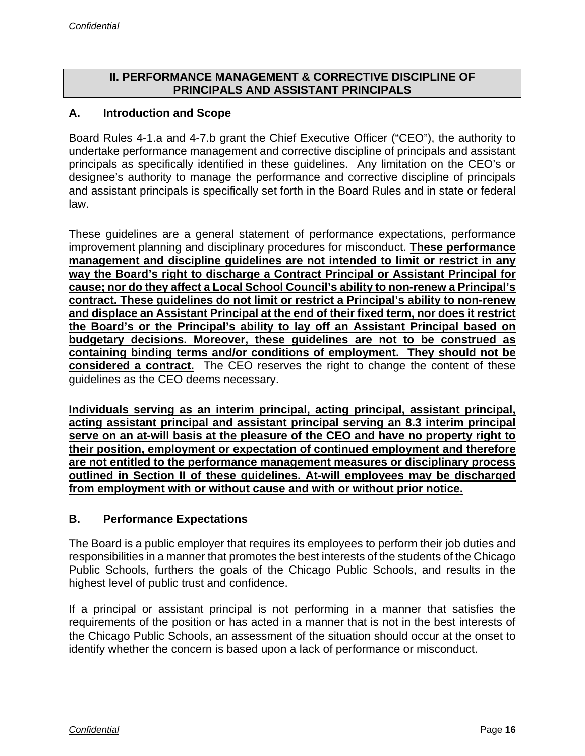## II. PERFORMANCE MANAGEMENT & CORRECTIVE DISCIPLINE OF PRINCIPALS AND ASSISTANT PRINCIPALS

### A. Introduction and Scope

Board Rules 4-1.a and 4-7.b grant the Chief Executive Officer ("CEO"), the authority to undertake performance management and corrective discipline of principals and assistant principals as specifically identified in these guidelines. Any limitation on the CEO's or designee's authority to manage the performance and corrective discipline of principals and assistant principals is specifically set forth in the Board Rules and in state or federal law.

These guidelines are a general statement of performance expectations, performance improvement planning and disciplinary procedures for misconduct. **These performance management and discipline guidelines are not intended to limit or restrict in any way the Board's right to discharge a Contract Principal or Assistant Principal for cause; nor do they affect a Local School Council's ability to non-renew a Principal's contract. These guidelines do not limit or restrict a Principal's ability to non-renew and displace an Assistant Principal at the end of their fixed term, nor does it restrict the Board's or the Principal's ability to lay off an Assistant Principal based on budgetary decisions. Moreover, these guidelines are not to be construed as containing binding terms and/or conditions of employment. They should not be considered a contract.** The CEO reserves the right to change the content of these guidelines as the CEO deems necessary.

**Individuals serving as an interim principal, acting principal, assistant principal, acting assistant principal and assistant principal serving an 8.3 interim principal serve on an at-will basis at the pleasure of the CEO and have no property right to their position, employment or expectation of continued employment and therefore are not entitled to the performance management measures or disciplinary process outlined in Section II of these guidelines. At-will employees may be discharged from employment with or without cause and with or without prior notice.**

### B. Performance Expectations

The Board is a public employer that requires its employees to perform their job duties and responsibilities in a manner that promotes the best interests of the students of the Chicago Public Schools, furthers the goals of the Chicago Public Schools, and results in the highest level of public trust and confidence.

If a principal or assistant principal is not performing in a manner that satisfies the requirements of the position or has acted in a manner that is not in the best interests of the Chicago Public Schools, an assessment of the situation should occur at the onset to identify whether the concern is based upon a lack of performance or misconduct.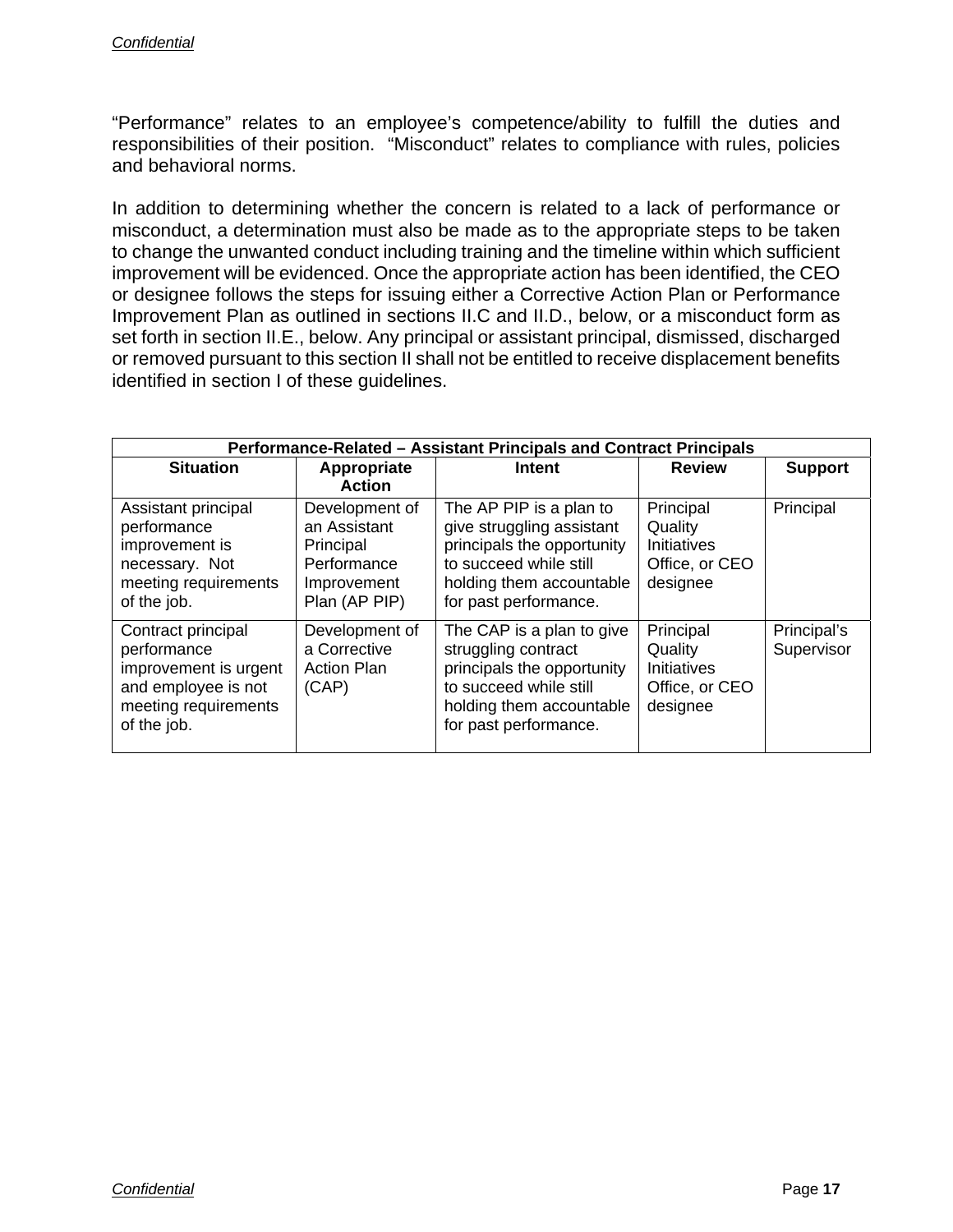“Performance” relates to an employee’s competence/ability to fulfill the duties and responsibilities of their position. “Misconduct” relates to compliance with rules, policies and behavioral norms.

In addition to determining whether the concern is related to a lack of performance or misconduct, a determination must also be made as to the appropriate steps to be taken to change the unwanted conduct including training and the timeline within which sufficient improvement will be evidenced. Once the appropriate action has been identified, the CEO or designee follows the steps for issuing either a Corrective Action Plan or Performance Improvement Plan as outlined in sections II.C and II.D., below, or a misconduct form as set forth in section II.E., below. Any principal or assistant principal, dismissed, discharged or removed pursuant to this section II shall not be entitled to receive displacement benefits identified in section I of these guidelines.

| **Performance-Related – Assistant Principals and Contract Principals** | | | | |
|---|---|---|---|---|
| **Situation** | **Appropriate Action** | **Intent** | **Review** | **Support** |
| Assistant principal performance improvement is necessary. Not meeting requirements of the job. | Development of an Assistant Principal Performance Improvement Plan (AP PIP) | The AP PIP is a plan to give struggling assistant principals the opportunity to succeed while still holding them accountable for past performance. | Principal Quality Initiatives Office, or CEO designee | Principal |
| Contract principal performance improvement is urgent and employee is not meeting requirements of the job. | Development of a Corrective Action Plan (CAP) | The CAP is a plan to give struggling contract principals the opportunity to succeed while still holding them accountable for past performance. | Principal Quality Initiatives Office, or CEO designee | Principal’s Supervisor |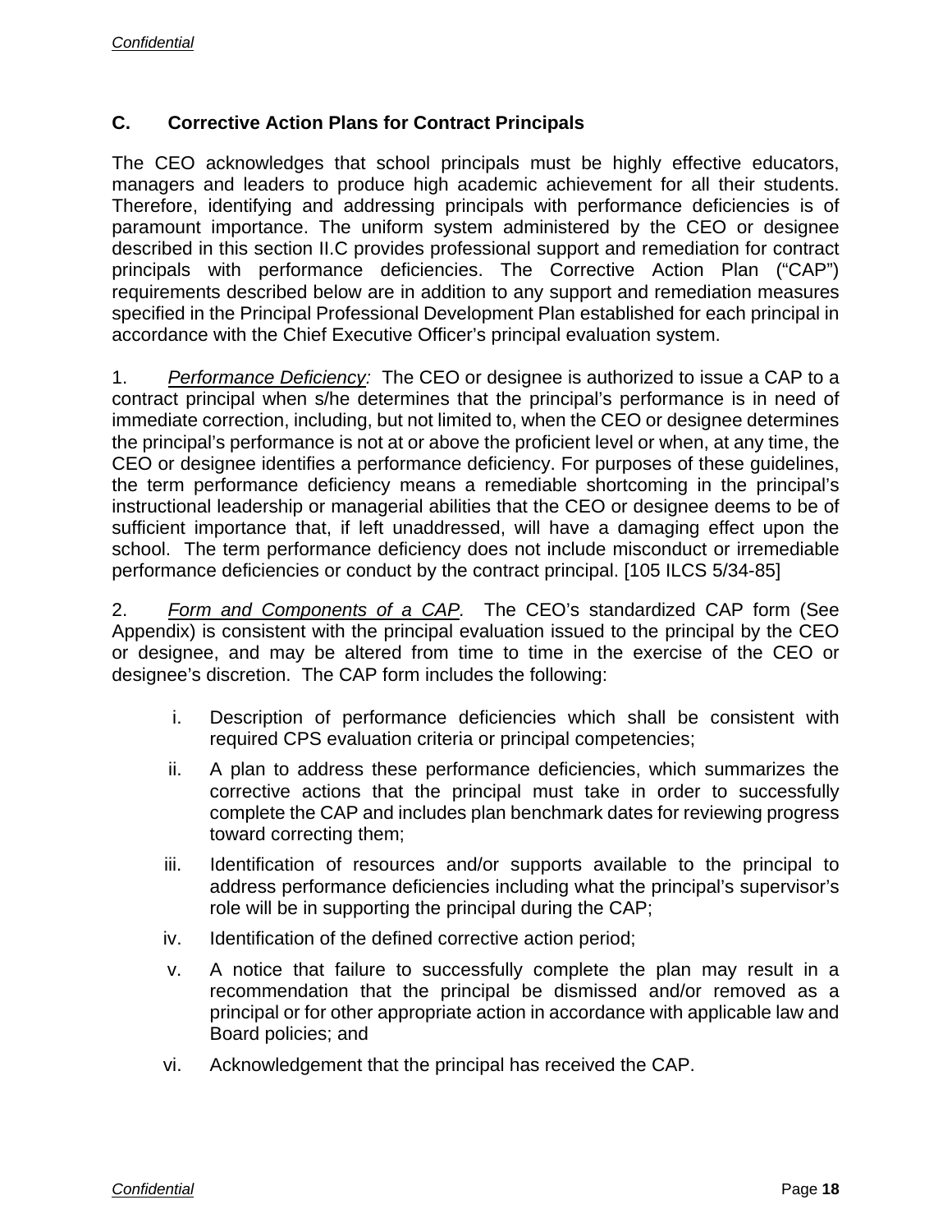### C. Corrective Action Plans for Contract Principals

The CEO acknowledges that school principals must be highly effective educators, managers and leaders to produce high academic achievement for all their students. Therefore, identifying and addressing principals with performance deficiencies is of paramount importance. The uniform system administered by the CEO or designee described in this section II.C provides professional support and remediation for contract principals with performance deficiencies. The Corrective Action Plan ("CAP") requirements described below are in addition to any support and remediation measures specified in the Principal Professional Development Plan established for each principal in accordance with the Chief Executive Officer's principal evaluation system.

1. *Performance Deficiency:* The CEO or designee is authorized to issue a CAP to a contract principal when s/he determines that the principal's performance is in need of immediate correction, including, but not limited to, when the CEO or designee determines the principal's performance is not at or above the proficient level or when, at any time, the CEO or designee identifies a performance deficiency. For purposes of these guidelines, the term performance deficiency means a remediable shortcoming in the principal's instructional leadership or managerial abilities that the CEO or designee deems to be of sufficient importance that, if left unaddressed, will have a damaging effect upon the school. The term performance deficiency does not include misconduct or irremediable performance deficiencies or conduct by the contract principal. [105 ILCS 5/34-85]

2. *Form and Components of a CAP.* The CEO's standardized CAP form (See Appendix) is consistent with the principal evaluation issued to the principal by the CEO or designee, and may be altered from time to time in the exercise of the CEO or designee's discretion. The CAP form includes the following:

   i. Description of performance deficiencies which shall be consistent with required CPS evaluation criteria or principal competencies;

   ii. A plan to address these performance deficiencies, which summarizes the corrective actions that the principal must take in order to successfully complete the CAP and includes plan benchmark dates for reviewing progress toward correcting them;

   iii. Identification of resources and/or supports available to the principal to address performance deficiencies including what the principal's supervisor's role will be in supporting the principal during the CAP;

   iv. Identification of the defined corrective action period;

   v. A notice that failure to successfully complete the plan may result in a recommendation that the principal be dismissed and/or removed as a principal or for other appropriate action in accordance with applicable law and Board policies; and

   vi. Acknowledgement that the principal has received the CAP.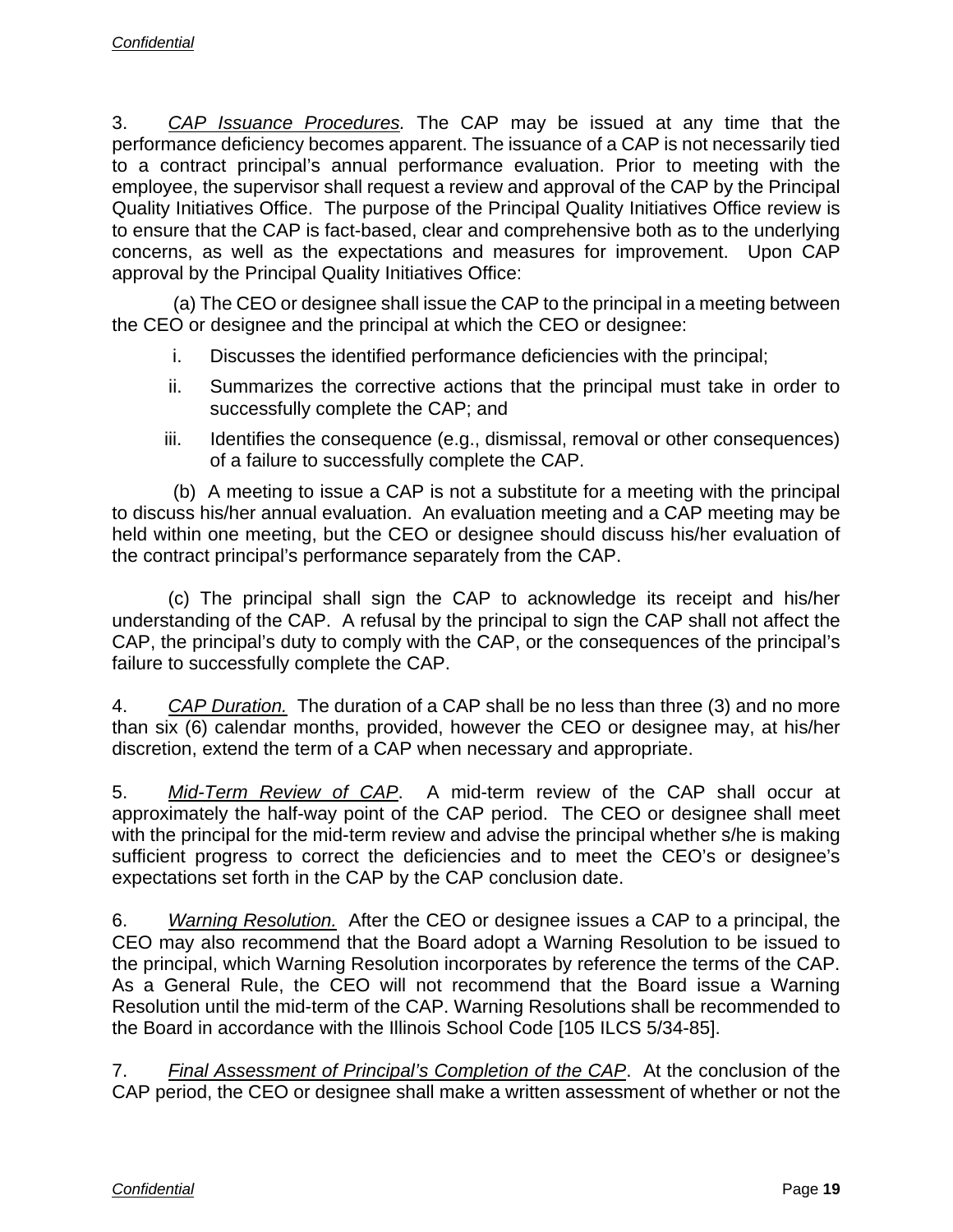3. *CAP Issuance Procedures.* The CAP may be issued at any time that the performance deficiency becomes apparent. The issuance of a CAP is not necessarily tied to a contract principal's annual performance evaluation. Prior to meeting with the employee, the supervisor shall request a review and approval of the CAP by the Principal Quality Initiatives Office. The purpose of the Principal Quality Initiatives Office review is to ensure that the CAP is fact-based, clear and comprehensive both as to the underlying concerns, as well as the expectations and measures for improvement. Upon CAP approval by the Principal Quality Initiatives Office:

(a) The CEO or designee shall issue the CAP to the principal in a meeting between the CEO or designee and the principal at which the CEO or designee:

i. Discusses the identified performance deficiencies with the principal;

ii. Summarizes the corrective actions that the principal must take in order to successfully complete the CAP; and

iii. Identifies the consequence (e.g., dismissal, removal or other consequences) of a failure to successfully complete the CAP.

(b) A meeting to issue a CAP is not a substitute for a meeting with the principal to discuss his/her annual evaluation. An evaluation meeting and a CAP meeting may be held within one meeting, but the CEO or designee should discuss his/her evaluation of the contract principal's performance separately from the CAP.

(c) The principal shall sign the CAP to acknowledge its receipt and his/her understanding of the CAP. A refusal by the principal to sign the CAP shall not affect the CAP, the principal's duty to comply with the CAP, or the consequences of the principal's failure to successfully complete the CAP.

4. *CAP Duration.* The duration of a CAP shall be no less than three (3) and no more than six (6) calendar months, provided, however the CEO or designee may, at his/her discretion, extend the term of a CAP when necessary and appropriate.

5. *Mid-Term Review of CAP*. A mid-term review of the CAP shall occur at approximately the half-way point of the CAP period. The CEO or designee shall meet with the principal for the mid-term review and advise the principal whether s/he is making sufficient progress to correct the deficiencies and to meet the CEO's or designee's expectations set forth in the CAP by the CAP conclusion date.

6. *Warning Resolution.* After the CEO or designee issues a CAP to a principal, the CEO may also recommend that the Board adopt a Warning Resolution to be issued to the principal, which Warning Resolution incorporates by reference the terms of the CAP. As a General Rule, the CEO will not recommend that the Board issue a Warning Resolution until the mid-term of the CAP. Warning Resolutions shall be recommended to the Board in accordance with the Illinois School Code [105 ILCS 5/34-85].

7. *Final Assessment of Principal's Completion of the CAP*. At the conclusion of the CAP period, the CEO or designee shall make a written assessment of whether or not the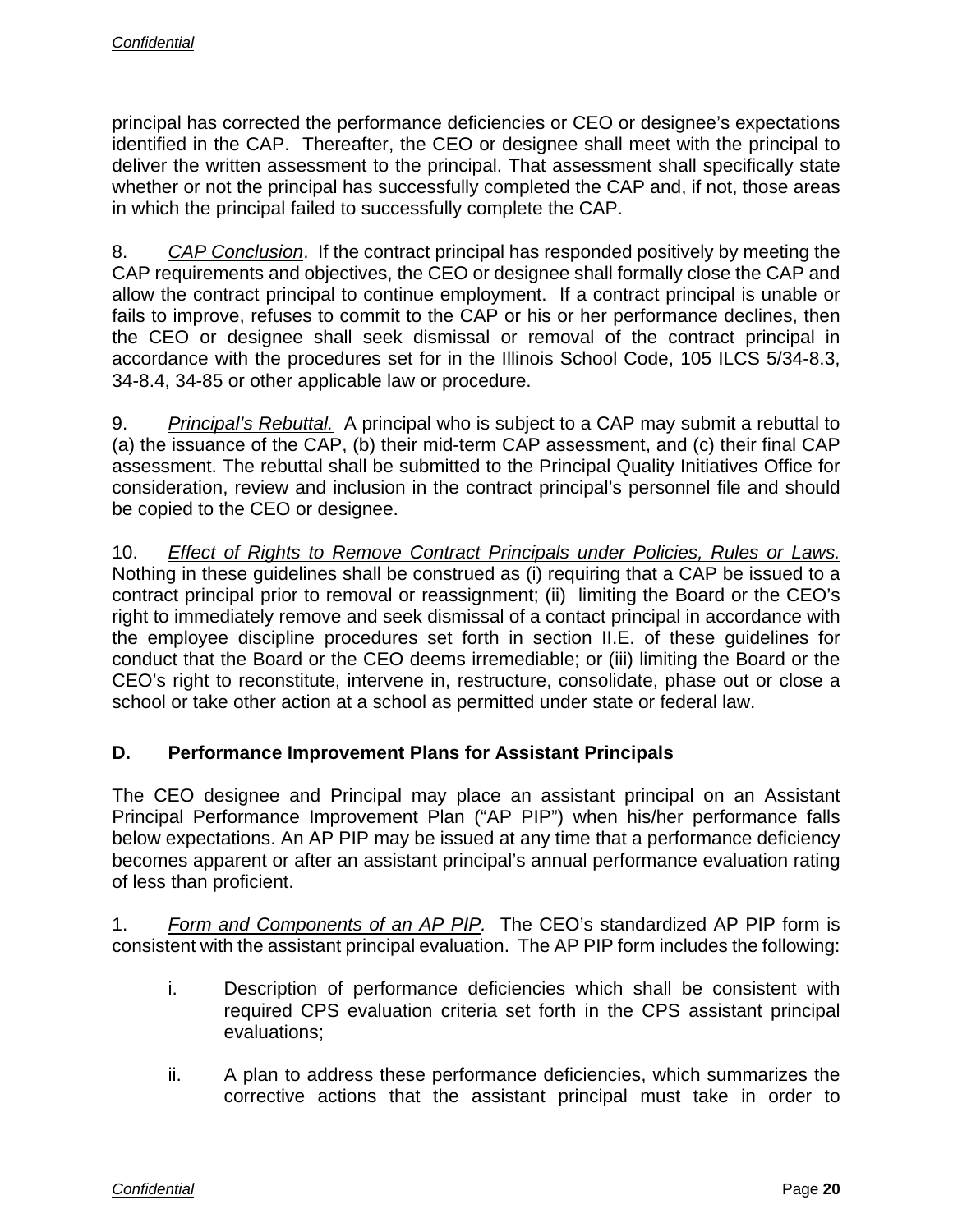principal has corrected the performance deficiencies or CEO or designee's expectations identified in the CAP. Thereafter, the CEO or designee shall meet with the principal to deliver the written assessment to the principal. That assessment shall specifically state whether or not the principal has successfully completed the CAP and, if not, those areas in which the principal failed to successfully complete the CAP.

8. *CAP Conclusion*. If the contract principal has responded positively by meeting the CAP requirements and objectives, the CEO or designee shall formally close the CAP and allow the contract principal to continue employment. If a contract principal is unable or fails to improve, refuses to commit to the CAP or his or her performance declines, then the CEO or designee shall seek dismissal or removal of the contract principal in accordance with the procedures set for in the Illinois School Code, 105 ILCS 5/34-8.3, 34-8.4, 34-85 or other applicable law or procedure.

9. *Principal's Rebuttal.* A principal who is subject to a CAP may submit a rebuttal to (a) the issuance of the CAP, (b) their mid-term CAP assessment, and (c) their final CAP assessment. The rebuttal shall be submitted to the Principal Quality Initiatives Office for consideration, review and inclusion in the contract principal's personnel file and should be copied to the CEO or designee.

10. *Effect of Rights to Remove Contract Principals under Policies, Rules or Laws.* Nothing in these guidelines shall be construed as (i) requiring that a CAP be issued to a contract principal prior to removal or reassignment; (ii) limiting the Board or the CEO's right to immediately remove and seek dismissal of a contact principal in accordance with the employee discipline procedures set forth in section II.E. of these guidelines for conduct that the Board or the CEO deems irremediable; or (iii) limiting the Board or the CEO's right to reconstitute, intervene in, restructure, consolidate, phase out or close a school or take other action at a school as permitted under state or federal law.

### D. Performance Improvement Plans for Assistant Principals

The CEO designee and Principal may place an assistant principal on an Assistant Principal Performance Improvement Plan ("AP PIP") when his/her performance falls below expectations. An AP PIP may be issued at any time that a performance deficiency becomes apparent or after an assistant principal's annual performance evaluation rating of less than proficient.

1. *Form and Components of an AP PIP.* The CEO's standardized AP PIP form is consistent with the assistant principal evaluation. The AP PIP form includes the following:

   i. Description of performance deficiencies which shall be consistent with required CPS evaluation criteria set forth in the CPS assistant principal evaluations;

   ii. A plan to address these performance deficiencies, which summarizes the corrective actions that the assistant principal must take in order to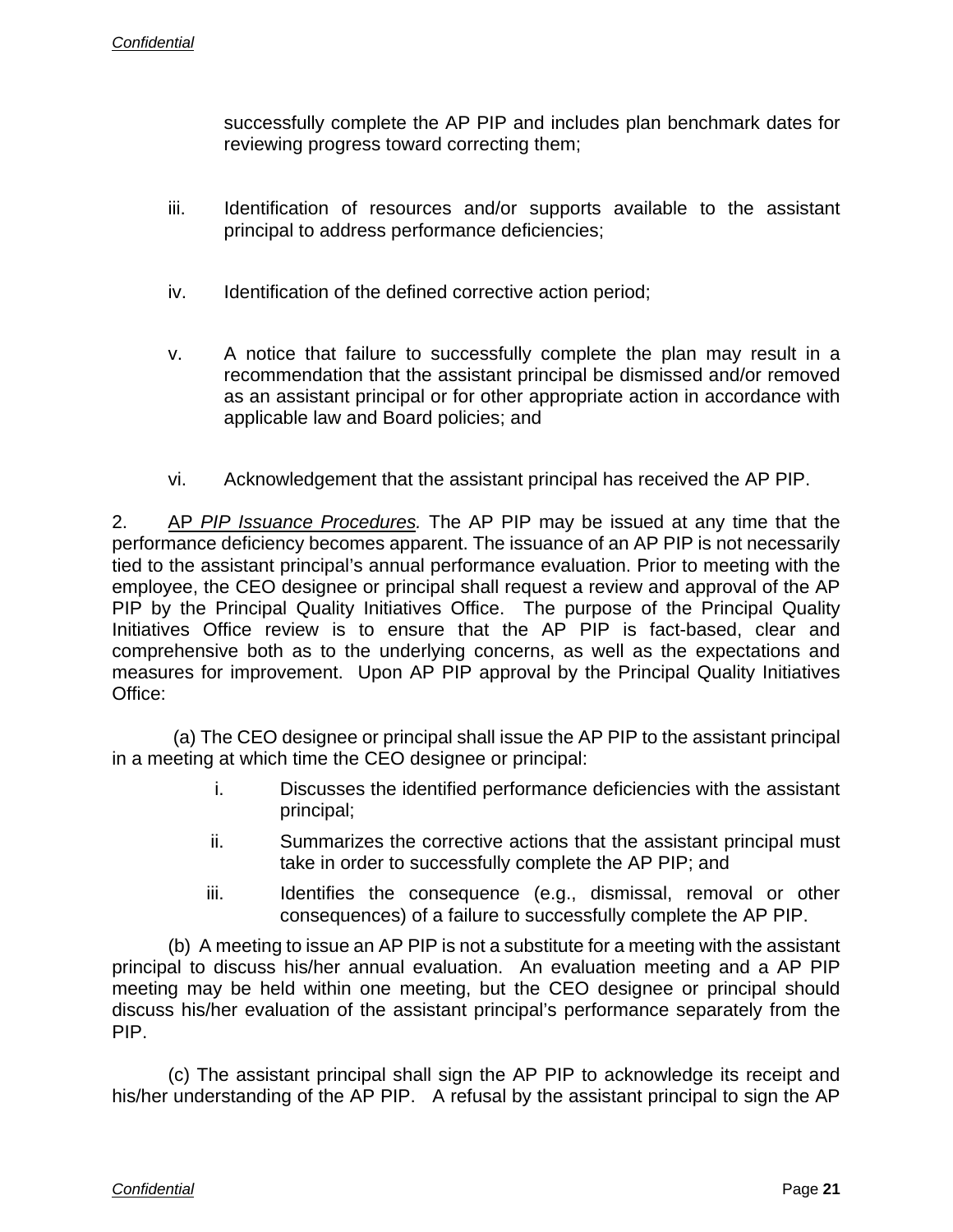successfully complete the AP PIP and includes plan benchmark dates for reviewing progress toward correcting them;

iii. Identification of resources and/or supports available to the assistant principal to address performance deficiencies;

iv. Identification of the defined corrective action period;

v. A notice that failure to successfully complete the plan may result in a recommendation that the assistant principal be dismissed and/or removed as an assistant principal or for other appropriate action in accordance with applicable law and Board policies; and

vi. Acknowledgement that the assistant principal has received the AP PIP.

2. <u>AP *PIP Issuance Procedures*</u>*.* The AP PIP may be issued at any time that the performance deficiency becomes apparent. The issuance of an AP PIP is not necessarily tied to the assistant principal's annual performance evaluation. Prior to meeting with the employee, the CEO designee or principal shall request a review and approval of the AP PIP by the Principal Quality Initiatives Office. The purpose of the Principal Quality Initiatives Office review is to ensure that the AP PIP is fact-based, clear and comprehensive both as to the underlying concerns, as well as the expectations and measures for improvement. Upon AP PIP approval by the Principal Quality Initiatives Office:

(a) The CEO designee or principal shall issue the AP PIP to the assistant principal in a meeting at which time the CEO designee or principal:

i. Discusses the identified performance deficiencies with the assistant principal;

ii. Summarizes the corrective actions that the assistant principal must take in order to successfully complete the AP PIP; and

iii. Identifies the consequence (e.g., dismissal, removal or other consequences) of a failure to successfully complete the AP PIP.

(b) A meeting to issue an AP PIP is not a substitute for a meeting with the assistant principal to discuss his/her annual evaluation. An evaluation meeting and a AP PIP meeting may be held within one meeting, but the CEO designee or principal should discuss his/her evaluation of the assistant principal's performance separately from the PIP.

(c) The assistant principal shall sign the AP PIP to acknowledge its receipt and his/her understanding of the AP PIP. A refusal by the assistant principal to sign the AP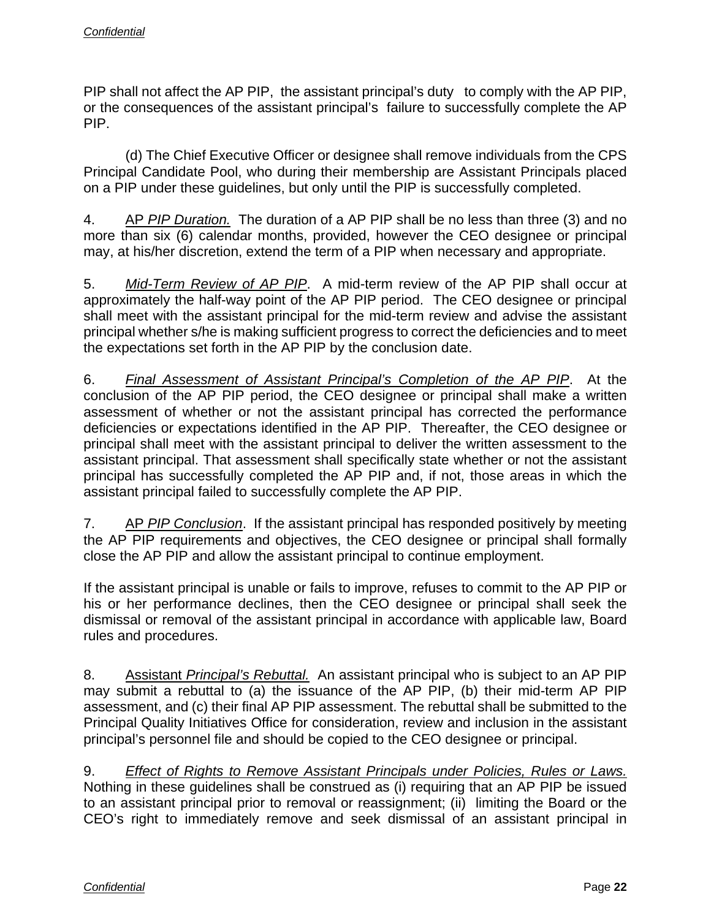PIP shall not affect the AP PIP, the assistant principal's duty to comply with the AP PIP, or the consequences of the assistant principal's failure to successfully complete the AP PIP.

(d) The Chief Executive Officer or designee shall remove individuals from the CPS Principal Candidate Pool, who during their membership are Assistant Principals placed on a PIP under these guidelines, but only until the PIP is successfully completed.

4. AP *PIP Duration.* The duration of a AP PIP shall be no less than three (3) and no more than six (6) calendar months, provided, however the CEO designee or principal may, at his/her discretion, extend the term of a PIP when necessary and appropriate.

5. *Mid-Term Review of AP PIP*. A mid-term review of the AP PIP shall occur at approximately the half-way point of the AP PIP period. The CEO designee or principal shall meet with the assistant principal for the mid-term review and advise the assistant principal whether s/he is making sufficient progress to correct the deficiencies and to meet the expectations set forth in the AP PIP by the conclusion date.

6. *Final Assessment of Assistant Principal's Completion of the AP PIP*. At the conclusion of the AP PIP period, the CEO designee or principal shall make a written assessment of whether or not the assistant principal has corrected the performance deficiencies or expectations identified in the AP PIP. Thereafter, the CEO designee or principal shall meet with the assistant principal to deliver the written assessment to the assistant principal. That assessment shall specifically state whether or not the assistant principal has successfully completed the AP PIP and, if not, those areas in which the assistant principal failed to successfully complete the AP PIP.

7. AP *PIP Conclusion*. If the assistant principal has responded positively by meeting the AP PIP requirements and objectives, the CEO designee or principal shall formally close the AP PIP and allow the assistant principal to continue employment.

If the assistant principal is unable or fails to improve, refuses to commit to the AP PIP or his or her performance declines, then the CEO designee or principal shall seek the dismissal or removal of the assistant principal in accordance with applicable law, Board rules and procedures.

8. Assistant *Principal's Rebuttal.* An assistant principal who is subject to an AP PIP may submit a rebuttal to (a) the issuance of the AP PIP, (b) their mid-term AP PIP assessment, and (c) their final AP PIP assessment. The rebuttal shall be submitted to the Principal Quality Initiatives Office for consideration, review and inclusion in the assistant principal's personnel file and should be copied to the CEO designee or principal.

9. *Effect of Rights to Remove Assistant Principals under Policies, Rules or Laws.* Nothing in these guidelines shall be construed as (i) requiring that an AP PIP be issued to an assistant principal prior to removal or reassignment; (ii) limiting the Board or the CEO's right to immediately remove and seek dismissal of an assistant principal in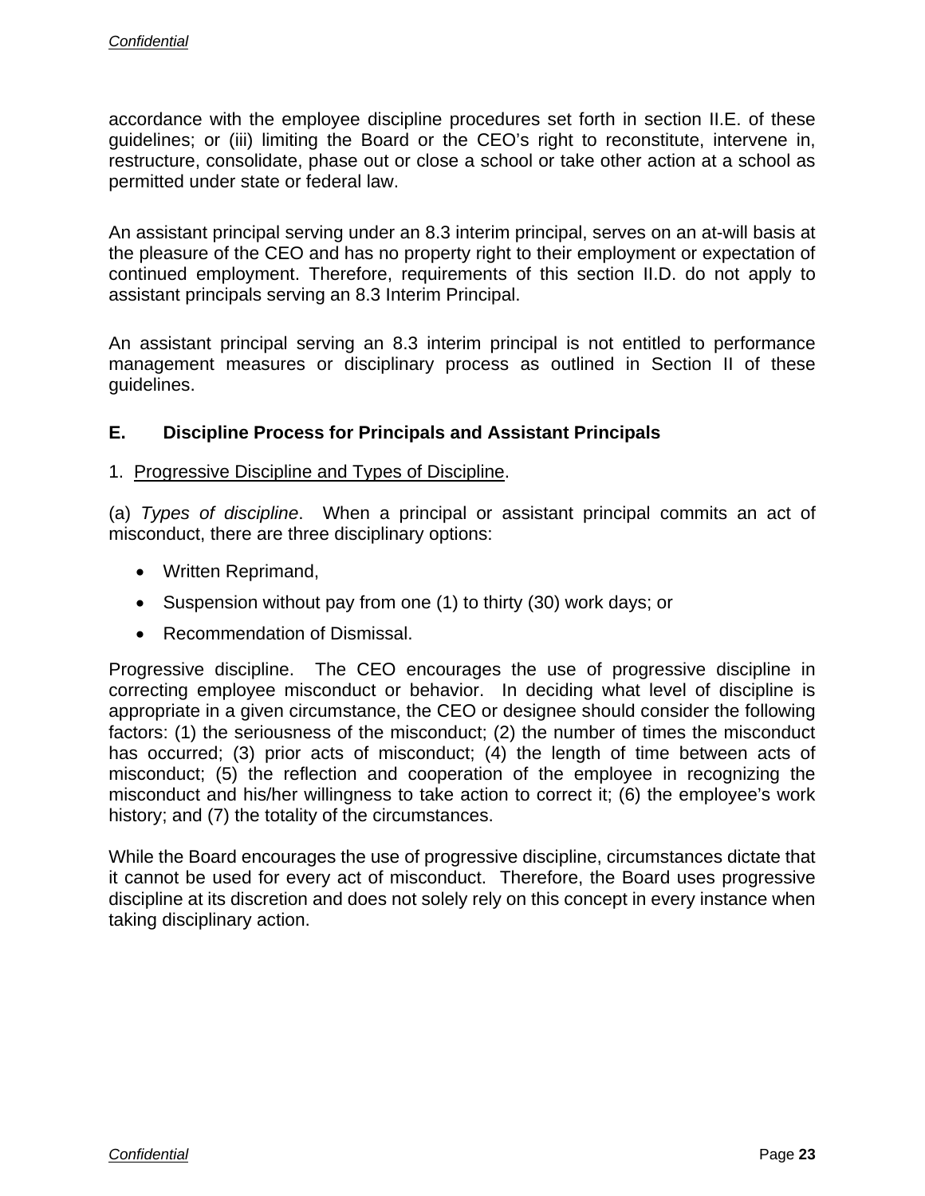accordance with the employee discipline procedures set forth in section II.E. of these guidelines; or (iii) limiting the Board or the CEO's right to reconstitute, intervene in, restructure, consolidate, phase out or close a school or take other action at a school as permitted under state or federal law.

An assistant principal serving under an 8.3 interim principal, serves on an at-will basis at the pleasure of the CEO and has no property right to their employment or expectation of continued employment. Therefore, requirements of this section II.D. do not apply to assistant principals serving an 8.3 Interim Principal.

An assistant principal serving an 8.3 interim principal is not entitled to performance management measures or disciplinary process as outlined in Section II of these guidelines.

### E. Discipline Process for Principals and Assistant Principals

1. Progressive Discipline and Types of Discipline.

(a) *Types of discipline*. When a principal or assistant principal commits an act of misconduct, there are three disciplinary options:

- Written Reprimand,
- Suspension without pay from one (1) to thirty (30) work days; or
- Recommendation of Dismissal.

Progressive discipline. The CEO encourages the use of progressive discipline in correcting employee misconduct or behavior. In deciding what level of discipline is appropriate in a given circumstance, the CEO or designee should consider the following factors: (1) the seriousness of the misconduct; (2) the number of times the misconduct has occurred; (3) prior acts of misconduct; (4) the length of time between acts of misconduct; (5) the reflection and cooperation of the employee in recognizing the misconduct and his/her willingness to take action to correct it; (6) the employee's work history; and (7) the totality of the circumstances.

While the Board encourages the use of progressive discipline, circumstances dictate that it cannot be used for every act of misconduct. Therefore, the Board uses progressive discipline at its discretion and does not solely rely on this concept in every instance when taking disciplinary action.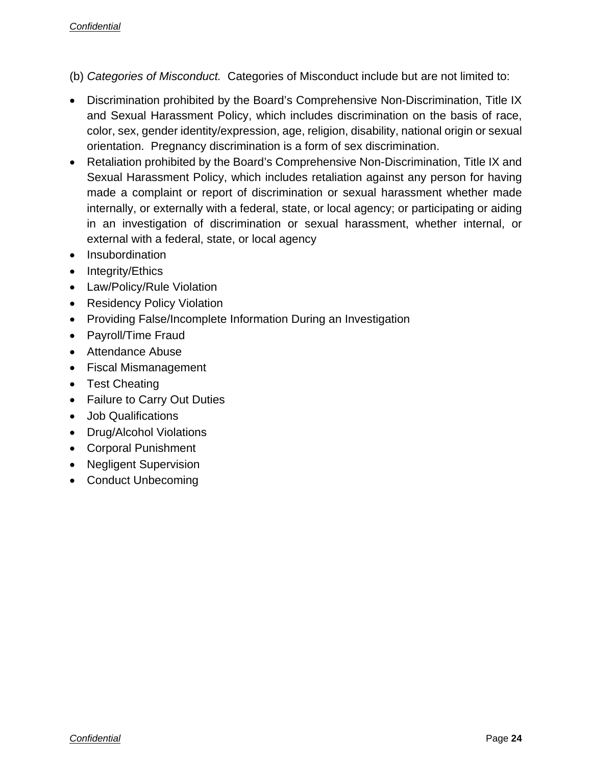(b) *Categories of Misconduct.* Categories of Misconduct include but are not limited to:

- Discrimination prohibited by the Board's Comprehensive Non-Discrimination, Title IX and Sexual Harassment Policy, which includes discrimination on the basis of race, color, sex, gender identity/expression, age, religion, disability, national origin or sexual orientation. Pregnancy discrimination is a form of sex discrimination.
- Retaliation prohibited by the Board's Comprehensive Non-Discrimination, Title IX and Sexual Harassment Policy, which includes retaliation against any person for having made a complaint or report of discrimination or sexual harassment whether made internally, or externally with a federal, state, or local agency; or participating or aiding in an investigation of discrimination or sexual harassment, whether internal, or external with a federal, state, or local agency
- Insubordination
- Integrity/Ethics
- Law/Policy/Rule Violation
- Residency Policy Violation
- Providing False/Incomplete Information During an Investigation
- Payroll/Time Fraud
- Attendance Abuse
- Fiscal Mismanagement
- Test Cheating
- Failure to Carry Out Duties
- Job Qualifications
- Drug/Alcohol Violations
- Corporal Punishment
- Negligent Supervision
- Conduct Unbecoming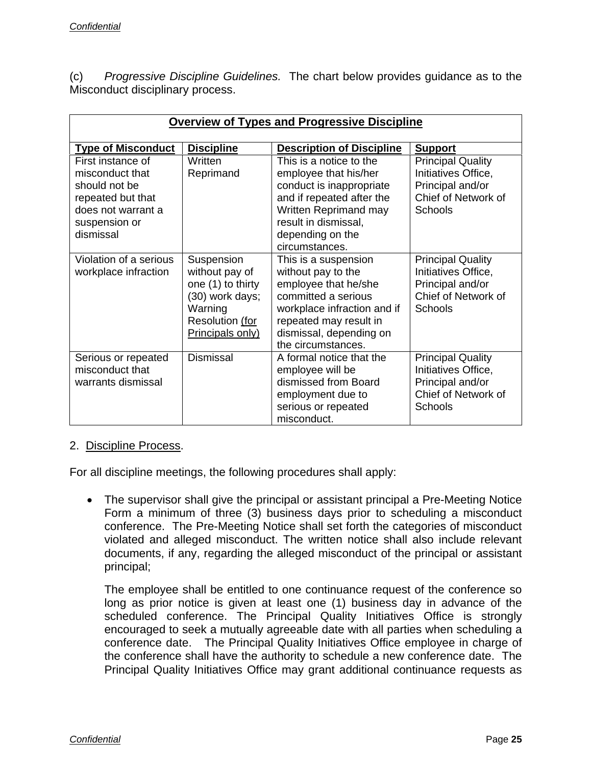(c) *Progressive Discipline Guidelines.* The chart below provides guidance as to the Misconduct disciplinary process.

| **Overview of Types and Progressive Discipline** | | | |
|---|---|---|---|
| **Type of Misconduct** | **Discipline** | **Description of Discipline** | **Support** |
| First instance of misconduct that should not be repeated but that does not warrant a suspension or dismissal | Written Reprimand | This is a notice to the employee that his/her conduct is inappropriate and if repeated after the Written Reprimand may result in dismissal, depending on the circumstances. | Principal Quality Initiatives Office, Principal and/or Chief of Network of Schools |
| Violation of a serious workplace infraction | Suspension without pay of one (1) to thirty (30) work days; Warning Resolution (for Principals only) | This is a suspension without pay to the employee that he/she committed a serious workplace infraction and if repeated may result in dismissal, depending on the circumstances. | Principal Quality Initiatives Office, Principal and/or Chief of Network of Schools |
| Serious or repeated misconduct that warrants dismissal | Dismissal | A formal notice that the employee will be dismissed from Board employment due to serious or repeated misconduct. | Principal Quality Initiatives Office, Principal and/or Chief of Network of Schools |

2. Discipline Process.

For all discipline meetings, the following procedures shall apply:

- The supervisor shall give the principal or assistant principal a Pre-Meeting Notice Form a minimum of three (3) business days prior to scheduling a misconduct conference. The Pre-Meeting Notice shall set forth the categories of misconduct violated and alleged misconduct. The written notice shall also include relevant documents, if any, regarding the alleged misconduct of the principal or assistant principal;

  The employee shall be entitled to one continuance request of the conference so long as prior notice is given at least one (1) business day in advance of the scheduled conference. The Principal Quality Initiatives Office is strongly encouraged to seek a mutually agreeable date with all parties when scheduling a conference date. The Principal Quality Initiatives Office employee in charge of the conference shall have the authority to schedule a new conference date. The Principal Quality Initiatives Office may grant additional continuance requests as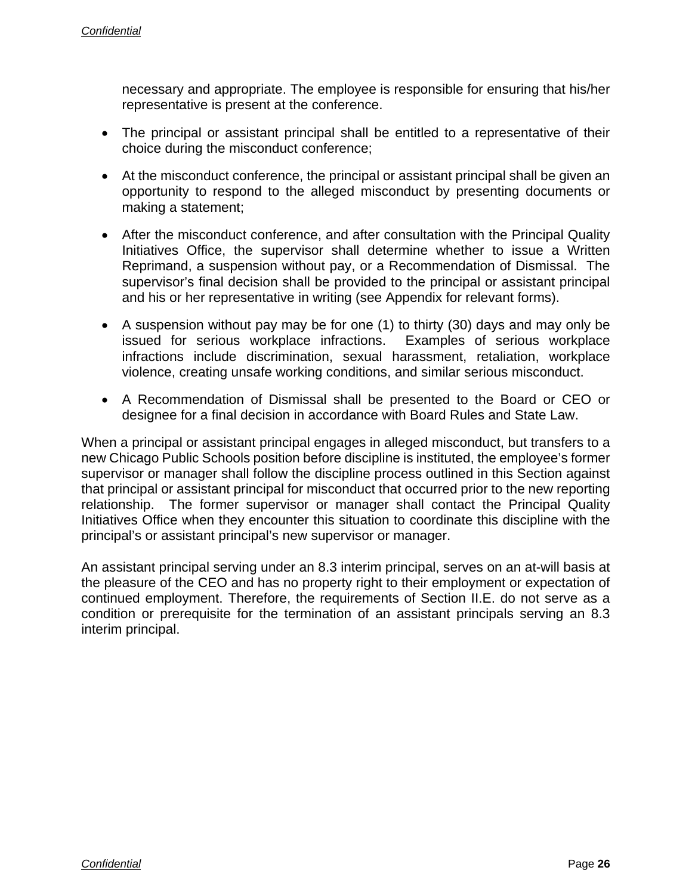necessary and appropriate. The employee is responsible for ensuring that his/her representative is present at the conference.

- The principal or assistant principal shall be entitled to a representative of their choice during the misconduct conference;

- At the misconduct conference, the principal or assistant principal shall be given an opportunity to respond to the alleged misconduct by presenting documents or making a statement;

- After the misconduct conference, and after consultation with the Principal Quality Initiatives Office, the supervisor shall determine whether to issue a Written Reprimand, a suspension without pay, or a Recommendation of Dismissal. The supervisor's final decision shall be provided to the principal or assistant principal and his or her representative in writing (see Appendix for relevant forms).

- A suspension without pay may be for one (1) to thirty (30) days and may only be issued for serious workplace infractions. Examples of serious workplace infractions include discrimination, sexual harassment, retaliation, workplace violence, creating unsafe working conditions, and similar serious misconduct.

- A Recommendation of Dismissal shall be presented to the Board or CEO or designee for a final decision in accordance with Board Rules and State Law.

When a principal or assistant principal engages in alleged misconduct, but transfers to a new Chicago Public Schools position before discipline is instituted, the employee's former supervisor or manager shall follow the discipline process outlined in this Section against that principal or assistant principal for misconduct that occurred prior to the new reporting relationship. The former supervisor or manager shall contact the Principal Quality Initiatives Office when they encounter this situation to coordinate this discipline with the principal's or assistant principal's new supervisor or manager.

An assistant principal serving under an 8.3 interim principal, serves on an at-will basis at the pleasure of the CEO and has no property right to their employment or expectation of continued employment. Therefore, the requirements of Section II.E. do not serve as a condition or prerequisite for the termination of an assistant principals serving an 8.3 interim principal.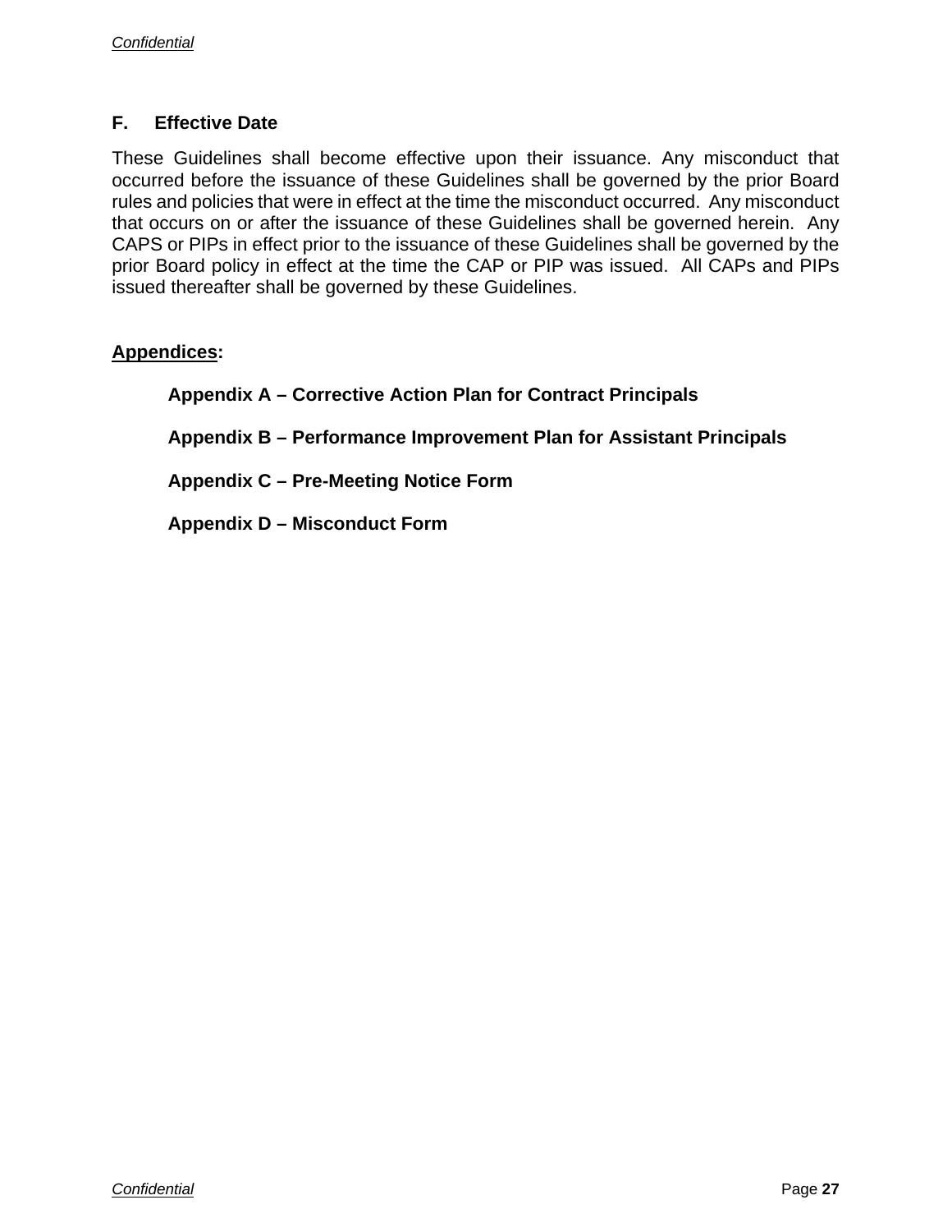## F. Effective Date

These Guidelines shall become effective upon their issuance. Any misconduct that occurred before the issuance of these Guidelines shall be governed by the prior Board rules and policies that were in effect at the time the misconduct occurred. Any misconduct that occurs on or after the issuance of these Guidelines shall be governed herein. Any CAPS or PIPs in effect prior to the issuance of these Guidelines shall be governed by the prior Board policy in effect at the time the CAP or PIP was issued. All CAPs and PIPs issued thereafter shall be governed by these Guidelines.

**Appendices:**

**Appendix A – Corrective Action Plan for Contract Principals**

**Appendix B – Performance Improvement Plan for Assistant Principals**

**Appendix C – Pre-Meeting Notice Form**

**Appendix D – Misconduct Form**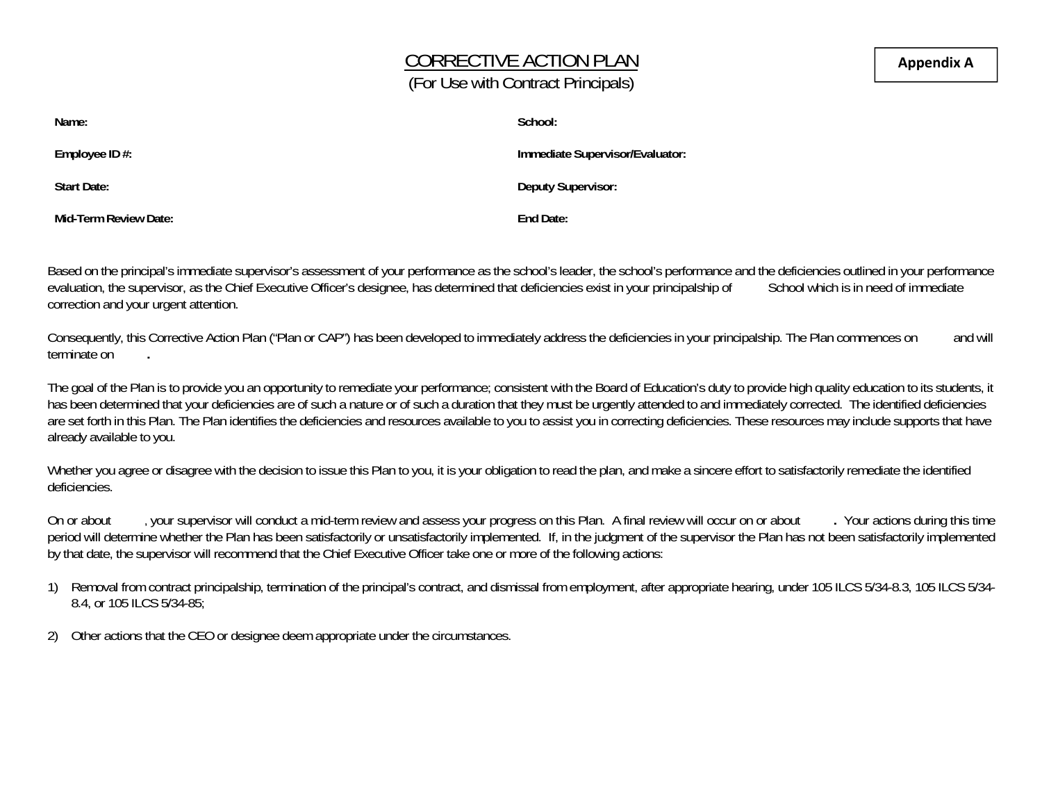**Appendix A**

# CORRECTIVE ACTION PLAN

(For Use with Contract Principals)

| | |
|---|---|
| **Name:** | **School:** |
| **Employee ID #:** | **Immediate Supervisor/Evaluator:** |
| **Start Date:** | **Deputy Supervisor:** |
| **Mid-Term Review Date:** | **End Date:** |

Based on the principal's immediate supervisor's assessment of your performance as the school's leader, the school's performance and the deficiencies outlined in your performance evaluation, the supervisor, as the Chief Executive Officer's designee, has determined that deficiencies exist in your principalship of School which is in need of immediate correction and your urgent attention.

Consequently, this Corrective Action Plan ("Plan or CAP") has been developed to immediately address the deficiencies in your principalship. The Plan commences on and will terminate on **.**

The goal of the Plan is to provide you an opportunity to remediate your performance; consistent with the Board of Education's duty to provide high quality education to its students, it has been determined that your deficiencies are of such a nature or of such a duration that they must be urgently attended to and immediately corrected. The identified deficiencies are set forth in this Plan. The Plan identifies the deficiencies and resources available to you to assist you in correcting deficiencies. These resources may include supports that have already available to you.

Whether you agree or disagree with the decision to issue this Plan to you, it is your obligation to read the plan, and make a sincere effort to satisfactorily remediate the identified deficiencies.

On or about , your supervisor will conduct a mid-term review and assess your progress on this Plan. A final review will occur on or about **.** Your actions during this time period will determine whether the Plan has been satisfactorily or unsatisfactorily implemented. If, in the judgment of the supervisor the Plan has not been satisfactorily implemented by that date, the supervisor will recommend that the Chief Executive Officer take one or more of the following actions:

1) Removal from contract principalship, termination of the principal's contract, and dismissal from employment, after appropriate hearing, under 105 ILCS 5/34-8.3, 105 ILCS 5/34-8.4, or 105 ILCS 5/34-85;

2) Other actions that the CEO or designee deem appropriate under the circumstances.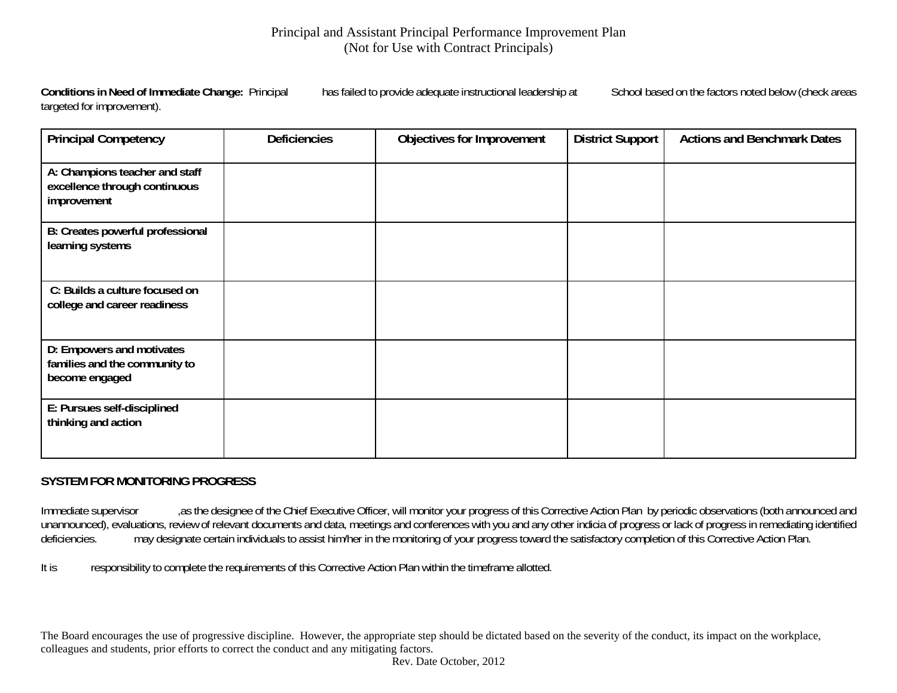# Principal and Assistant Principal Performance Improvement Plan
(Not for Use with Contract Principals)

**Conditions in Need of Immediate Change:** Principal has failed to provide adequate instructional leadership at School based on the factors noted below (check areas targeted for improvement).

| Principal Competency | Deficiencies | Objectives for Improvement | District Support | Actions and Benchmark Dates |
|---|---|---|---|---|
| **A: Champions teacher and staff excellence through continuous improvement** | | | | |
| **B: Creates powerful professional learning systems** | | | | |
| **C: Builds a culture focused on college and career readiness** | | | | |
| **D: Empowers and motivates families and the community to become engaged** | | | | |
| **E: Pursues self-disciplined thinking and action** | | | | |

**SYSTEM FOR MONITORING PROGRESS**

Immediate supervisor ,as the designee of the Chief Executive Officer, will monitor your progress of this Corrective Action Plan by periodic observations (both announced and unannounced), evaluations, review of relevant documents and data, meetings and conferences with you and any other indicia of progress or lack of progress in remediating identified deficiencies. may designate certain individuals to assist him/her in the monitoring of your progress toward the satisfactory completion of this Corrective Action Plan.

It is responsibility to complete the requirements of this Corrective Action Plan within the timeframe allotted.

The Board encourages the use of progressive discipline. However, the appropriate step should be dictated based on the severity of the conduct, its impact on the workplace, colleagues and students, prior efforts to correct the conduct and any mitigating factors.

Rev. Date October, 2012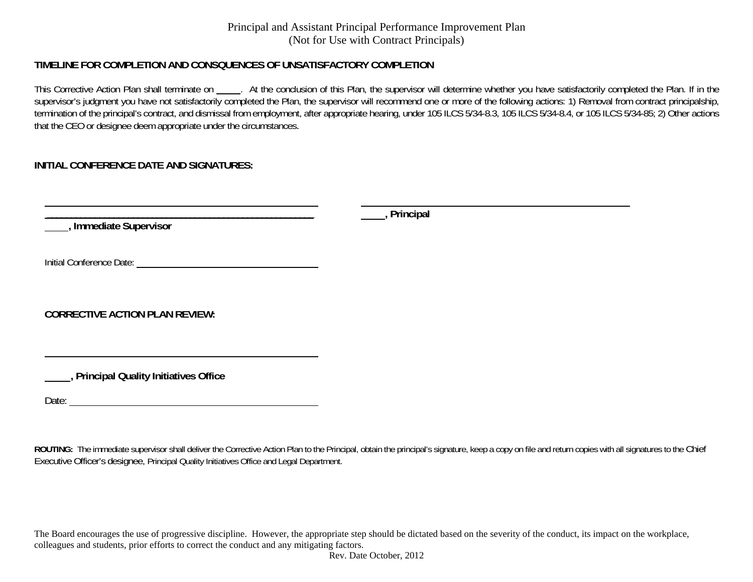Principal and Assistant Principal Performance Improvement Plan
(Not for Use with Contract Principals)

**TIMELINE FOR COMPLETION AND CONSQUENCES OF UNSATISFACTORY COMPLETION**

This Corrective Action Plan shall terminate on _____. At the conclusion of this Plan, the supervisor will determine whether you have satisfactorily completed the Plan. If in the supervisor's judgment you have not satisfactorily completed the Plan, the supervisor will recommend one or more of the following actions: 1) Removal from contract principalship, termination of the principal's contract, and dismissal from employment, after appropriate hearing, under 105 ILCS 5/34-8.3, 105 ILCS 5/34-8.4, or 105 ILCS 5/34-85; 2) Other actions that the CEO or designee deem appropriate under the circumstances.

**INITIAL CONFERENCE DATE AND SIGNATURES:**

______________________________________________________
______________________________________________________
**_____, Immediate Supervisor**

______________________________________________________
**_____, Principal**

Initial Conference Date: ________________________________

**CORRECTIVE ACTION PLAN REVIEW:**

______________________________________________________
**_____, Principal Quality Initiatives Office**

Date: ______________________________________________

**ROUTING:** The immediate supervisor shall deliver the Corrective Action Plan to the Principal, obtain the principal's signature, keep a copy on file and return copies with all signatures to the Chief Executive Officer's designee, Principal Quality Initiatives Office and Legal Department.

The Board encourages the use of progressive discipline. However, the appropriate step should be dictated based on the severity of the conduct, its impact on the workplace, colleagues and students, prior efforts to correct the conduct and any mitigating factors.

Rev. Date October, 2012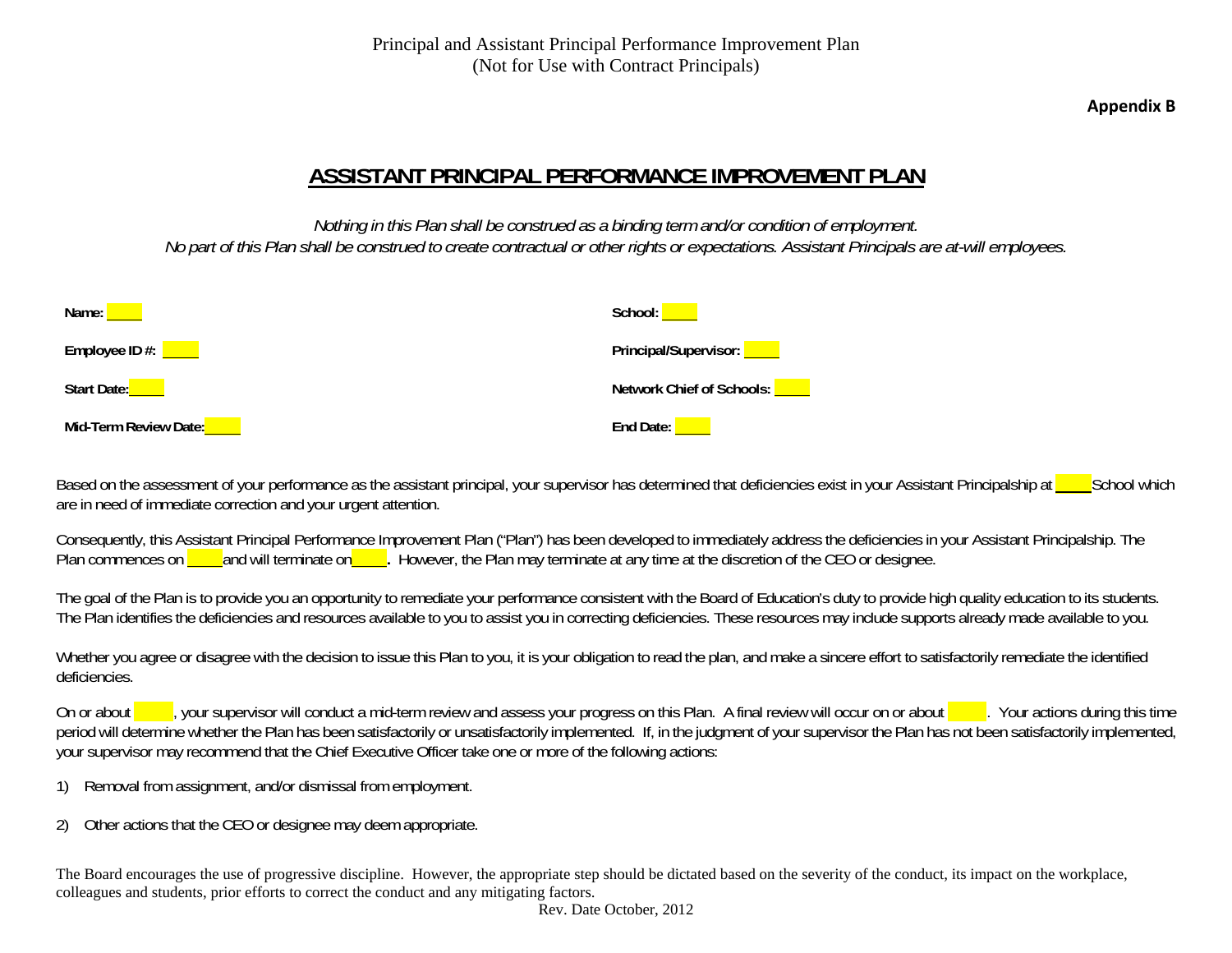Principal and Assistant Principal Performance Improvement Plan
(Not for Use with Contract Principals)

**Appendix B**

# ASSISTANT PRINCIPAL PERFORMANCE IMPROVEMENT PLAN

*Nothing in this Plan shall be construed as a binding term and/or condition of employment.*
*No part of this Plan shall be construed to create contractual or other rights or expectations. Assistant Principals are at-will employees.*

**Name:** ____ **School:** ____

**Employee ID #:** ____ **Principal/Supervisor:** ____

**Start Date:** ____ **Network Chief of Schools:** ____

**Mid-Term Review Date:** ____ **End Date:** ____

Based on the assessment of your performance as the assistant principal, your supervisor has determined that deficiencies exist in your Assistant Principalship at ____ School which are in need of immediate correction and your urgent attention.

Consequently, this Assistant Principal Performance Improvement Plan ("Plan") has been developed to immediately address the deficiencies in your Assistant Principalship. The Plan commences on ____ and will terminate on ____. However, the Plan may terminate at any time at the discretion of the CEO or designee.

The goal of the Plan is to provide you an opportunity to remediate your performance consistent with the Board of Education's duty to provide high quality education to its students. The Plan identifies the deficiencies and resources available to you to assist you in correcting deficiencies. These resources may include supports already made available to you.

Whether you agree or disagree with the decision to issue this Plan to you, it is your obligation to read the plan, and make a sincere effort to satisfactorily remediate the identified deficiencies.

On or about ____, your supervisor will conduct a mid-term review and assess your progress on this Plan. A final review will occur on or about ____. Your actions during this time period will determine whether the Plan has been satisfactorily or unsatisfactorily implemented. If, in the judgment of your supervisor the Plan has not been satisfactorily implemented, your supervisor may recommend that the Chief Executive Officer take one or more of the following actions:

1) Removal from assignment, and/or dismissal from employment.

2) Other actions that the CEO or designee may deem appropriate.

The Board encourages the use of progressive discipline. However, the appropriate step should be dictated based on the severity of the conduct, its impact on the workplace, colleagues and students, prior efforts to correct the conduct and any mitigating factors.

Rev. Date October, 2012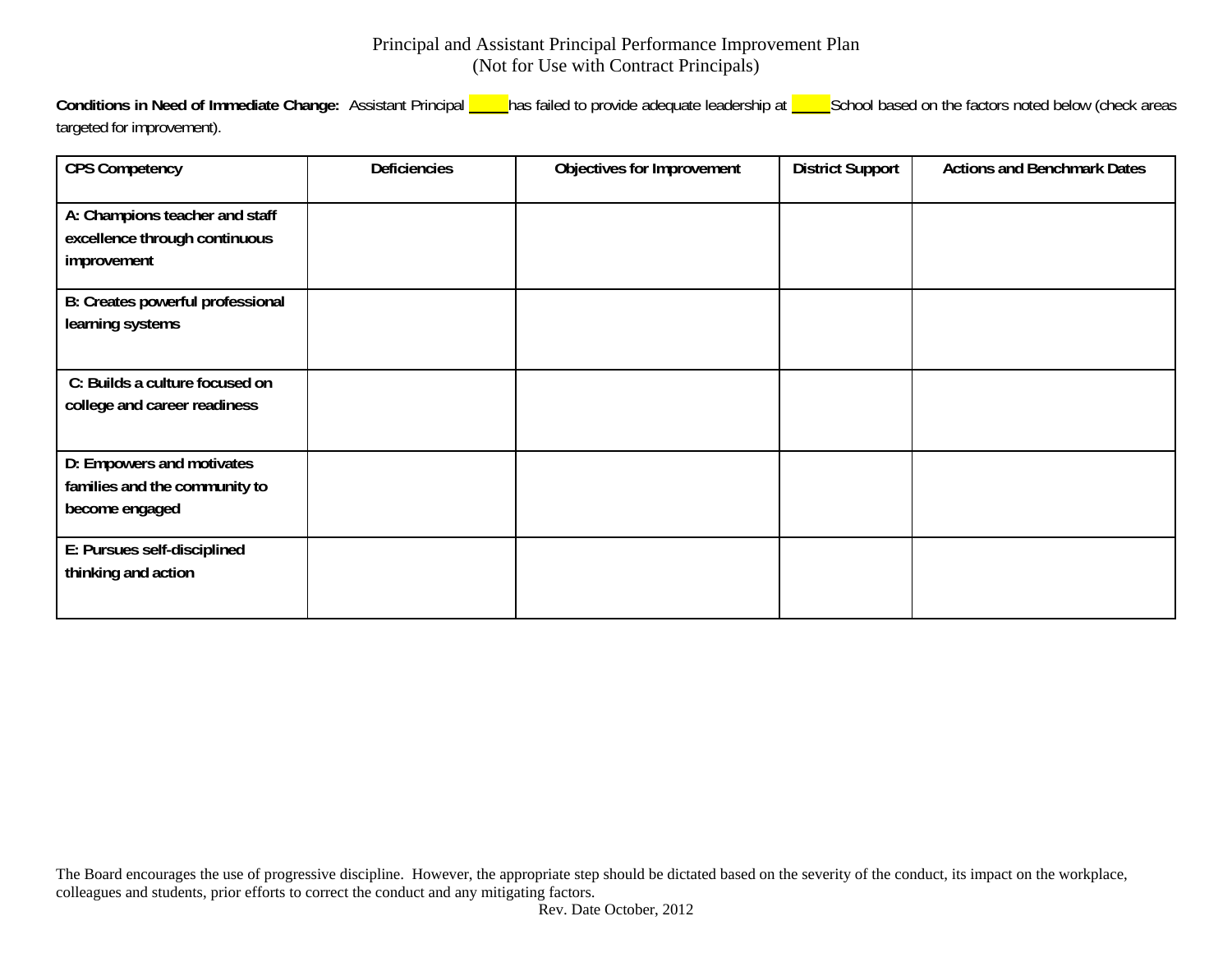# Principal and Assistant Principal Performance Improvement Plan
(Not for Use with Contract Principals)

**Conditions in Need of Immediate Change:** Assistant Principal _____ has failed to provide adequate leadership at _____ School based on the factors noted below (check areas targeted for improvement).

| CPS Competency | Deficiencies | Objectives for Improvement | District Support | Actions and Benchmark Dates |
|---|---|---|---|---|
| **A: Champions teacher and staff excellence through continuous improvement** | | | | |
| **B: Creates powerful professional learning systems** | | | | |
| **C: Builds a culture focused on college and career readiness** | | | | |
| **D: Empowers and motivates families and the community to become engaged** | | | | |
| **E: Pursues self-disciplined thinking and action** | | | | |

The Board encourages the use of progressive discipline. However, the appropriate step should be dictated based on the severity of the conduct, its impact on the workplace, colleagues and students, prior efforts to correct the conduct and any mitigating factors.

Rev. Date October, 2012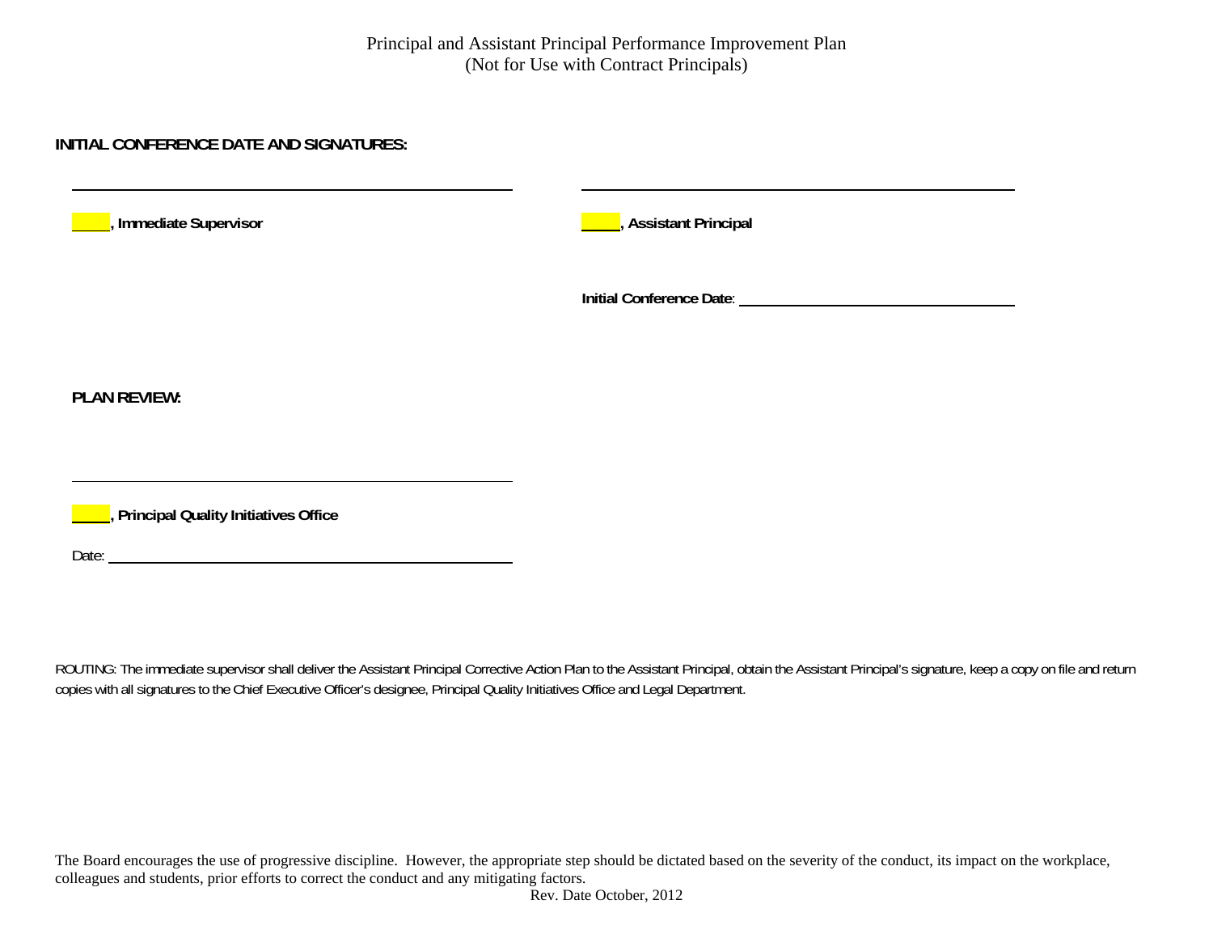Principal and Assistant Principal Performance Improvement Plan
(Not for Use with Contract Principals)

**INITIAL CONFERENCE DATE AND SIGNATURES:**

\_\_\_\_\_\_\_\_\_\_\_\_\_\_\_\_\_\_\_\_\_\_\_\_\_\_\_\_\_\_\_\_\_\_\_\_\_\_\_\_

**\_\_\_\_, Immediate Supervisor**

\_\_\_\_\_\_\_\_\_\_\_\_\_\_\_\_\_\_\_\_\_\_\_\_\_\_\_\_\_\_\_\_\_\_\_\_\_\_\_\_

**\_\_\_\_, Assistant Principal**

**Initial Conference Date**: \_\_\_\_\_\_\_\_\_\_\_\_\_\_\_\_\_\_\_\_\_\_\_\_\_\_

**PLAN REVIEW:**

\_\_\_\_\_\_\_\_\_\_\_\_\_\_\_\_\_\_\_\_\_\_\_\_\_\_\_\_\_\_\_\_\_\_\_\_\_\_\_\_

**\_\_\_\_, Principal Quality Initiatives Office**

Date: \_\_\_\_\_\_\_\_\_\_\_\_\_\_\_\_\_\_\_\_\_\_\_\_\_\_\_\_\_\_\_\_\_\_\_\_\_\_

ROUTING: The immediate supervisor shall deliver the Assistant Principal Corrective Action Plan to the Assistant Principal, obtain the Assistant Principal's signature, keep a copy on file and return copies with all signatures to the Chief Executive Officer's designee, Principal Quality Initiatives Office and Legal Department.

The Board encourages the use of progressive discipline. However, the appropriate step should be dictated based on the severity of the conduct, its impact on the workplace, colleagues and students, prior efforts to correct the conduct and any mitigating factors.

Rev. Date October, 2012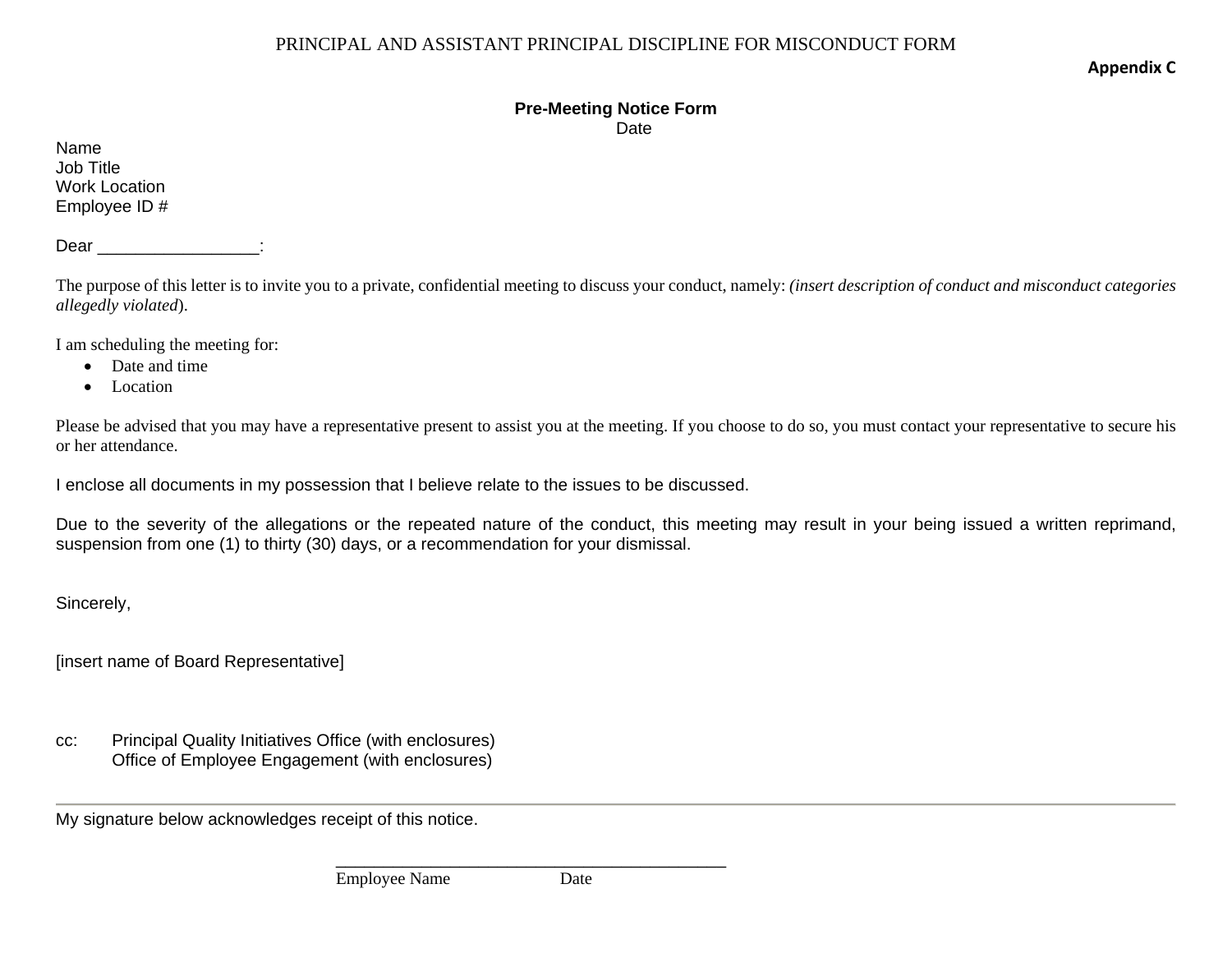PRINCIPAL AND ASSISTANT PRINCIPAL DISCIPLINE FOR MISCONDUCT FORM

**Appendix C**

**Pre-Meeting Notice Form**

Date

Name
Job Title
Work Location
Employee ID #

Dear _________________:

The purpose of this letter is to invite you to a private, confidential meeting to discuss your conduct, namely: *(insert description of conduct and misconduct categories allegedly violated*).

I am scheduling the meeting for:

- Date and time
- Location

Please be advised that you may have a representative present to assist you at the meeting. If you choose to do so, you must contact your representative to secure his or her attendance.

I enclose all documents in my possession that I believe relate to the issues to be discussed.

Due to the severity of the allegations or the repeated nature of the conduct, this meeting may result in your being issued a written reprimand, suspension from one (1) to thirty (30) days, or a recommendation for your dismissal.

Sincerely,

[insert name of Board Representative]

cc: Principal Quality Initiatives Office (with enclosures)
Office of Employee Engagement (with enclosures)

---

My signature below acknowledges receipt of this notice.

______________________________________
Employee Name Date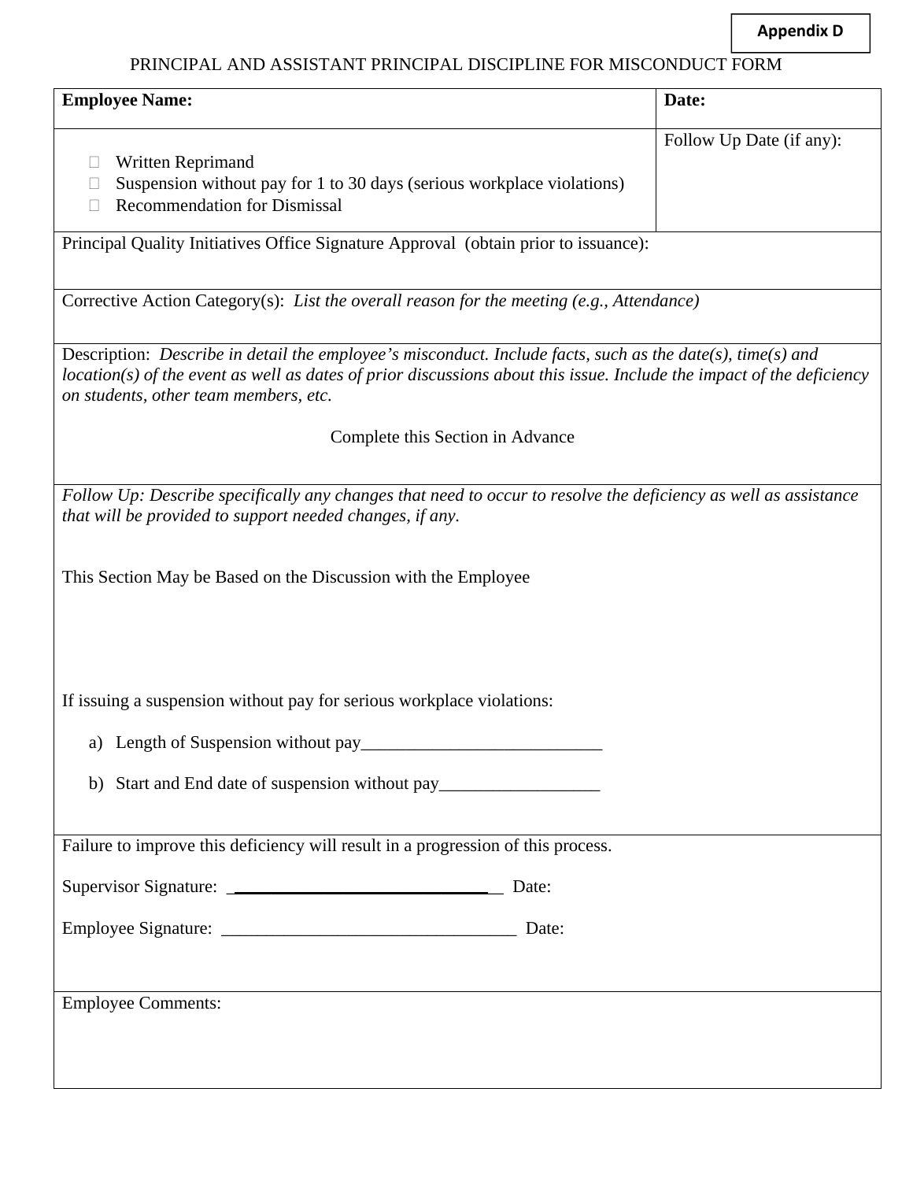Appendix D

PRINCIPAL AND ASSISTANT PRINCIPAL DISCIPLINE FOR MISCONDUCT FORM

| | |
|---|---|
| **Employee Name:** | **Date:** |
| ☐ Written Reprimand<br>☐ Suspension without pay for 1 to 30 days (serious workplace violations)<br>☐ Recommendation for Dismissal | Follow Up Date (if any): |

Principal Quality Initiatives Office Signature Approval (obtain prior to issuance):

Corrective Action Category(s): *List the overall reason for the meeting (e.g., Attendance)*

Description: *Describe in detail the employee's misconduct. Include facts, such as the date(s), time(s) and location(s) of the event as well as dates of prior discussions about this issue. Include the impact of the deficiency on students, other team members, etc.*

Complete this Section in Advance

*Follow Up: Describe specifically any changes that need to occur to resolve the deficiency as well as assistance that will be provided to support needed changes, if any.*

This Section May be Based on the Discussion with the Employee

If issuing a suspension without pay for serious workplace violations:

a) Length of Suspension without pay___________________________

b) Start and End date of suspension without pay__________________

Failure to improve this deficiency will result in a progression of this process.

Supervisor Signature: _______________________________ Date:

Employee Signature: _________________________________ Date:

Employee Comments: